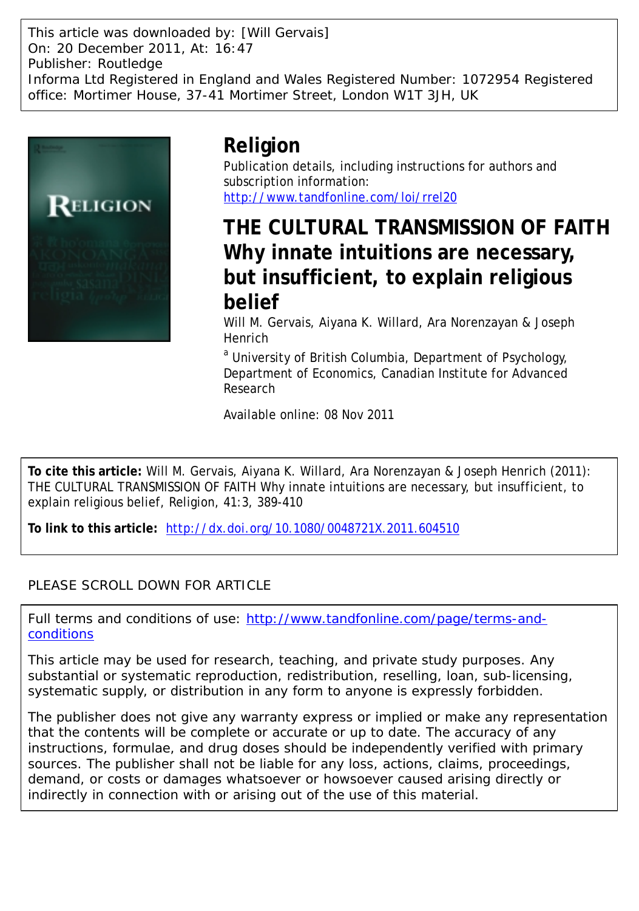This article was downloaded by: [Will Gervais]
On: 20 December 2011, At: 16:47
Publisher: Routledge
Informa Ltd Registered in England and Wales Registered Number: 1072954 Registered office: Mortimer House, 37-41 Mortimer Street, London W1T 3JH, UK

# Religion

Publication details, including instructions for authors and subscription information:
http://www.tandfonline.com/loi/rrel20

# THE CULTURAL TRANSMISSION OF FAITH Why innate intuitions are necessary, but insufficient, to explain religious belief

Will M. Gervais, Aiyana K. Willard, Ara Norenzayan & Joseph Henrich

[a] University of British Columbia, Department of Psychology, Department of Economics, Canadian Institute for Advanced Research

Available online: 08 Nov 2011

**To cite this article:** Will M. Gervais, Aiyana K. Willard, Ara Norenzayan & Joseph Henrich (2011): THE CULTURAL TRANSMISSION OF FAITH Why innate intuitions are necessary, but insufficient, to explain religious belief, Religion, 41:3, 389-410

**To link to this article:** http://dx.doi.org/10.1080/0048721X.2011.604510

PLEASE SCROLL DOWN FOR ARTICLE

Full terms and conditions of use: http://www.tandfonline.com/page/terms-and-conditions

This article may be used for research, teaching, and private study purposes. Any substantial or systematic reproduction, redistribution, reselling, loan, sub-licensing, systematic supply, or distribution in any form to anyone is expressly forbidden.

The publisher does not give any warranty express or implied or make any representation that the contents will be complete or accurate or up to date. The accuracy of any instructions, formulae, and drug doses should be independently verified with primary sources. The publisher shall not be liable for any loss, actions, claims, proceedings, demand, or costs or damages whatsoever or howsoever caused arising directly or indirectly in connection with or arising out of the use of this material.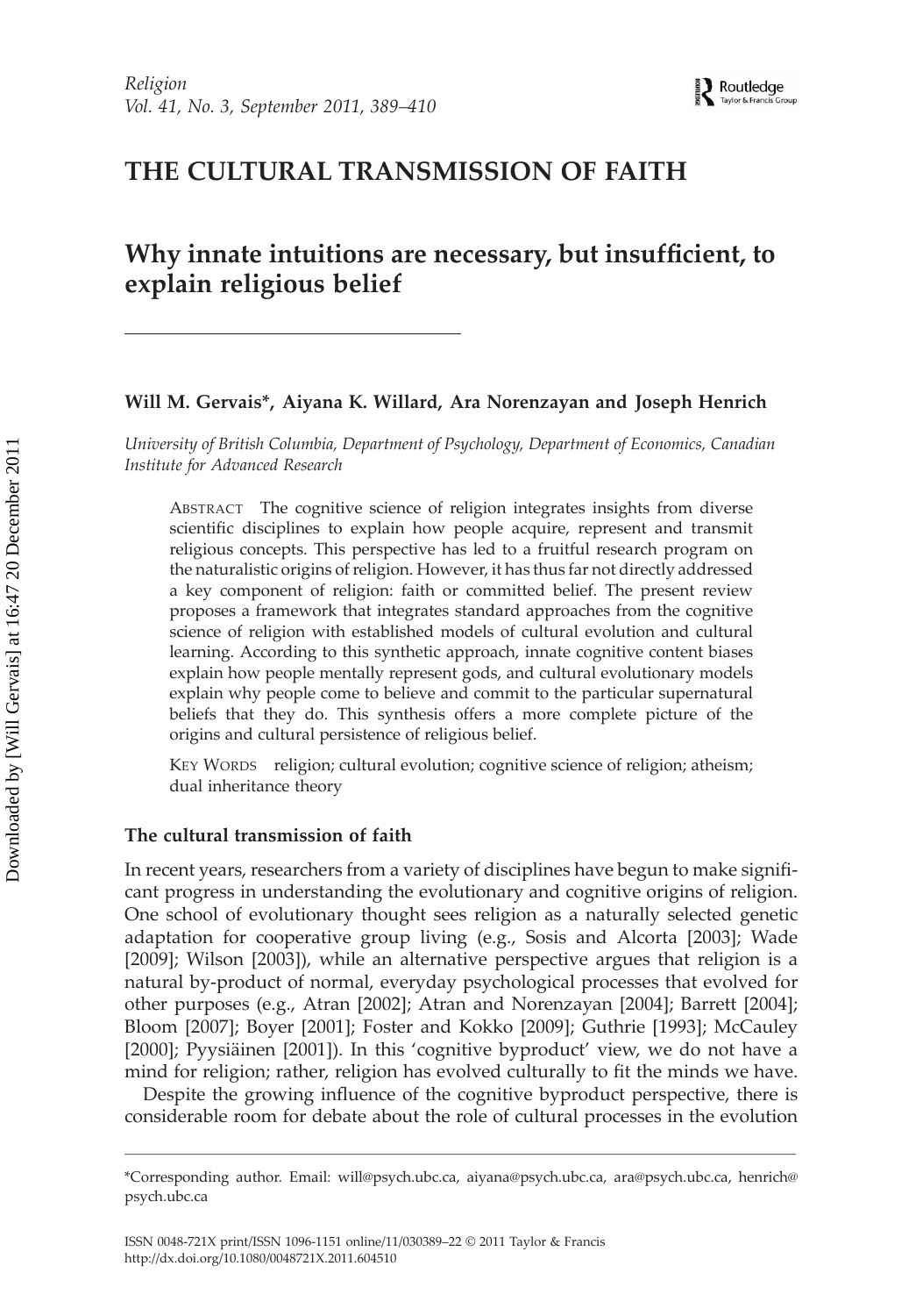# THE CULTURAL TRANSMISSION OF FAITH

## Why innate intuitions are necessary, but insufficient, to explain religious belief

**Will M. Gervais\*, Aiyana K. Willard, Ara Norenzayan and Joseph Henrich**

*University of British Columbia, Department of Psychology, Department of Economics, Canadian Institute for Advanced Research*

ABSTRACT The cognitive science of religion integrates insights from diverse scientific disciplines to explain how people acquire, represent and transmit religious concepts. This perspective has led to a fruitful research program on the naturalistic origins of religion. However, it has thus far not directly addressed a key component of religion: faith or committed belief. The present review proposes a framework that integrates standard approaches from the cognitive science of religion with established models of cultural evolution and cultural learning. According to this synthetic approach, innate cognitive content biases explain how people mentally represent gods, and cultural evolutionary models explain why people come to believe and commit to the particular supernatural beliefs that they do. This synthesis offers a more complete picture of the origins and cultural persistence of religious belief.

KEY WORDS religion; cultural evolution; cognitive science of religion; atheism; dual inheritance theory

### The cultural transmission of faith

In recent years, researchers from a variety of disciplines have begun to make significant progress in understanding the evolutionary and cognitive origins of religion. One school of evolutionary thought sees religion as a naturally selected genetic adaptation for cooperative group living (e.g., Sosis and Alcorta [2003]; Wade [2009]; Wilson [2003]), while an alternative perspective argues that religion is a natural by-product of normal, everyday psychological processes that evolved for other purposes (e.g., Atran [2002]; Atran and Norenzayan [2004]; Barrett [2004]; Bloom [2007]; Boyer [2001]; Foster and Kokko [2009]; Guthrie [1993]; McCauley [2000]; Pyysiäinen [2001]). In this 'cognitive byproduct' view, we do not have a mind for religion; rather, religion has evolved culturally to fit the minds we have.

Despite the growing influence of the cognitive byproduct perspective, there is considerable room for debate about the role of cultural processes in the evolution

\*Corresponding author. Email: will@psych.ubc.ca, aiyana@psych.ubc.ca, ara@psych.ubc.ca, henrich@psych.ubc.ca

ISSN 0048-721X print/ISSN 1096-1151 online/11/030389–22 © 2011 Taylor & Francis
http://dx.doi.org/10.1080/0048721X.2011.604510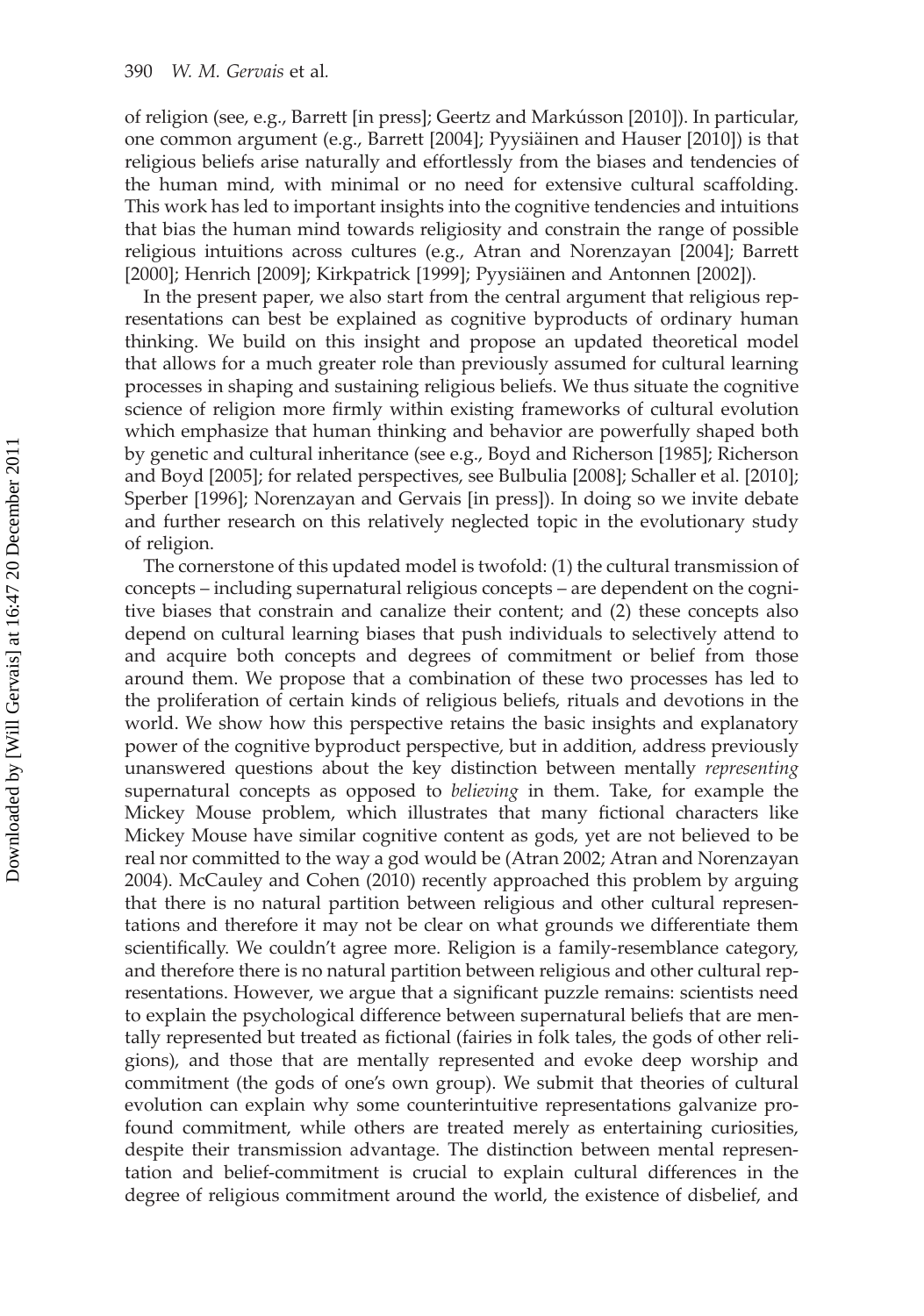of religion (see, e.g., Barrett [in press]; Geertz and Markússon [2010]). In particular, one common argument (e.g., Barrett [2004]; Pyysiäinen and Hauser [2010]) is that religious beliefs arise naturally and effortlessly from the biases and tendencies of the human mind, with minimal or no need for extensive cultural scaffolding. This work has led to important insights into the cognitive tendencies and intuitions that bias the human mind towards religiosity and constrain the range of possible religious intuitions across cultures (e.g., Atran and Norenzayan [2004]; Barrett [2000]; Henrich [2009]; Kirkpatrick [1999]; Pyysiäinen and Antonnen [2002]).

In the present paper, we also start from the central argument that religious representations can best be explained as cognitive byproducts of ordinary human thinking. We build on this insight and propose an updated theoretical model that allows for a much greater role than previously assumed for cultural learning processes in shaping and sustaining religious beliefs. We thus situate the cognitive science of religion more firmly within existing frameworks of cultural evolution which emphasize that human thinking and behavior are powerfully shaped both by genetic and cultural inheritance (see e.g., Boyd and Richerson [1985]; Richerson and Boyd [2005]; for related perspectives, see Bulbulia [2008]; Schaller et al. [2010]; Sperber [1996]; Norenzayan and Gervais [in press]). In doing so we invite debate and further research on this relatively neglected topic in the evolutionary study of religion.

The cornerstone of this updated model is twofold: (1) the cultural transmission of concepts – including supernatural religious concepts – are dependent on the cognitive biases that constrain and canalize their content; and (2) these concepts also depend on cultural learning biases that push individuals to selectively attend to and acquire both concepts and degrees of commitment or belief from those around them. We propose that a combination of these two processes has led to the proliferation of certain kinds of religious beliefs, rituals and devotions in the world. We show how this perspective retains the basic insights and explanatory power of the cognitive byproduct perspective, but in addition, address previously unanswered questions about the key distinction between mentally *representing* supernatural concepts as opposed to *believing* in them. Take, for example the Mickey Mouse problem, which illustrates that many fictional characters like Mickey Mouse have similar cognitive content as gods, yet are not believed to be real nor committed to the way a god would be (Atran 2002; Atran and Norenzayan 2004). McCauley and Cohen (2010) recently approached this problem by arguing that there is no natural partition between religious and other cultural representations and therefore it may not be clear on what grounds we differentiate them scientifically. We couldn't agree more. Religion is a family-resemblance category, and therefore there is no natural partition between religious and other cultural representations. However, we argue that a significant puzzle remains: scientists need to explain the psychological difference between supernatural beliefs that are mentally represented but treated as fictional (fairies in folk tales, the gods of other religions), and those that are mentally represented and evoke deep worship and commitment (the gods of one's own group). We submit that theories of cultural evolution can explain why some counterintuitive representations galvanize profound commitment, while others are treated merely as entertaining curiosities, despite their transmission advantage. The distinction between mental representation and belief-commitment is crucial to explain cultural differences in the degree of religious commitment around the world, the existence of disbelief, and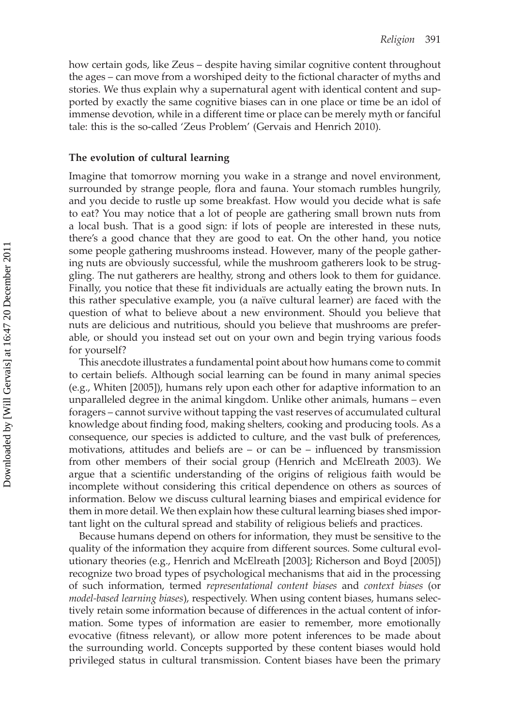how certain gods, like Zeus – despite having similar cognitive content throughout the ages – can move from a worshiped deity to the fictional character of myths and stories. We thus explain why a supernatural agent with identical content and supported by exactly the same cognitive biases can in one place or time be an idol of immense devotion, while in a different time or place can be merely myth or fanciful tale: this is the so-called 'Zeus Problem' (Gervais and Henrich 2010).

### The evolution of cultural learning

Imagine that tomorrow morning you wake in a strange and novel environment, surrounded by strange people, flora and fauna. Your stomach rumbles hungrily, and you decide to rustle up some breakfast. How would you decide what is safe to eat? You may notice that a lot of people are gathering small brown nuts from a local bush. That is a good sign: if lots of people are interested in these nuts, there's a good chance that they are good to eat. On the other hand, you notice some people gathering mushrooms instead. However, many of the people gathering nuts are obviously successful, while the mushroom gatherers look to be struggling. The nut gatherers are healthy, strong and others look to them for guidance. Finally, you notice that these fit individuals are actually eating the brown nuts. In this rather speculative example, you (a naïve cultural learner) are faced with the question of what to believe about a new environment. Should you believe that nuts are delicious and nutritious, should you believe that mushrooms are preferable, or should you instead set out on your own and begin trying various foods for yourself?

This anecdote illustrates a fundamental point about how humans come to commit to certain beliefs. Although social learning can be found in many animal species (e.g., Whiten [2005]), humans rely upon each other for adaptive information to an unparalleled degree in the animal kingdom. Unlike other animals, humans – even foragers – cannot survive without tapping the vast reserves of accumulated cultural knowledge about finding food, making shelters, cooking and producing tools. As a consequence, our species is addicted to culture, and the vast bulk of preferences, motivations, attitudes and beliefs are – or can be – influenced by transmission from other members of their social group (Henrich and McElreath 2003). We argue that a scientific understanding of the origins of religious faith would be incomplete without considering this critical dependence on others as sources of information. Below we discuss cultural learning biases and empirical evidence for them in more detail. We then explain how these cultural learning biases shed important light on the cultural spread and stability of religious beliefs and practices.

Because humans depend on others for information, they must be sensitive to the quality of the information they acquire from different sources. Some cultural evolutionary theories (e.g., Henrich and McElreath [2003]; Richerson and Boyd [2005]) recognize two broad types of psychological mechanisms that aid in the processing of such information, termed *representational content biases* and *context biases* (or *model-based learning biases*), respectively. When using content biases, humans selectively retain some information because of differences in the actual content of information. Some types of information are easier to remember, more emotionally evocative (fitness relevant), or allow more potent inferences to be made about the surrounding world. Concepts supported by these content biases would hold privileged status in cultural transmission. Content biases have been the primary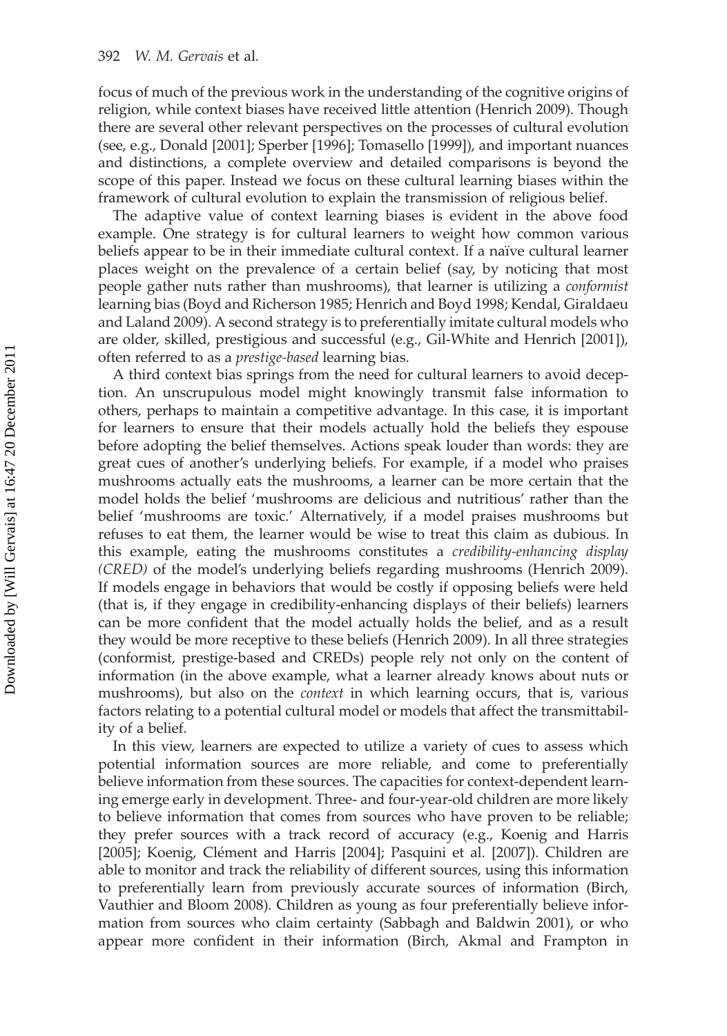focus of much of the previous work in the understanding of the cognitive origins of religion, while context biases have received little attention (Henrich 2009). Though there are several other relevant perspectives on the processes of cultural evolution (see, e.g., Donald [2001]; Sperber [1996]; Tomasello [1999]), and important nuances and distinctions, a complete overview and detailed comparisons is beyond the scope of this paper. Instead we focus on these cultural learning biases within the framework of cultural evolution to explain the transmission of religious belief.

The adaptive value of context learning biases is evident in the above food example. One strategy is for cultural learners to weight how common various beliefs appear to be in their immediate cultural context. If a naïve cultural learner places weight on the prevalence of a certain belief (say, by noticing that most people gather nuts rather than mushrooms), that learner is utilizing a *conformist* learning bias (Boyd and Richerson 1985; Henrich and Boyd 1998; Kendal, Giraldaeu and Laland 2009). A second strategy is to preferentially imitate cultural models who are older, skilled, prestigious and successful (e.g., Gil-White and Henrich [2001]), often referred to as a *prestige-based* learning bias.

A third context bias springs from the need for cultural learners to avoid deception. An unscrupulous model might knowingly transmit false information to others, perhaps to maintain a competitive advantage. In this case, it is important for learners to ensure that their models actually hold the beliefs they espouse before adopting the belief themselves. Actions speak louder than words: they are great cues of another's underlying beliefs. For example, if a model who praises mushrooms actually eats the mushrooms, a learner can be more certain that the model holds the belief 'mushrooms are delicious and nutritious' rather than the belief 'mushrooms are toxic.' Alternatively, if a model praises mushrooms but refuses to eat them, the learner would be wise to treat this claim as dubious. In this example, eating the mushrooms constitutes a *credibility-enhancing display (CRED)* of the model's underlying beliefs regarding mushrooms (Henrich 2009). If models engage in behaviors that would be costly if opposing beliefs were held (that is, if they engage in credibility-enhancing displays of their beliefs) learners can be more confident that the model actually holds the belief, and as a result they would be more receptive to these beliefs (Henrich 2009). In all three strategies (conformist, prestige-based and CREDs) people rely not only on the content of information (in the above example, what a learner already knows about nuts or mushrooms), but also on the *context* in which learning occurs, that is, various factors relating to a potential cultural model or models that affect the transmittability of a belief.

In this view, learners are expected to utilize a variety of cues to assess which potential information sources are more reliable, and come to preferentially believe information from these sources. The capacities for context-dependent learning emerge early in development. Three- and four-year-old children are more likely to believe information that comes from sources who have proven to be reliable; they prefer sources with a track record of accuracy (e.g., Koenig and Harris [2005]; Koenig, Clément and Harris [2004]; Pasquini et al. [2007]). Children are able to monitor and track the reliability of different sources, using this information to preferentially learn from previously accurate sources of information (Birch, Vauthier and Bloom 2008). Children as young as four preferentially believe information from sources who claim certainty (Sabbagh and Baldwin 2001), or who appear more confident in their information (Birch, Akmal and Frampton in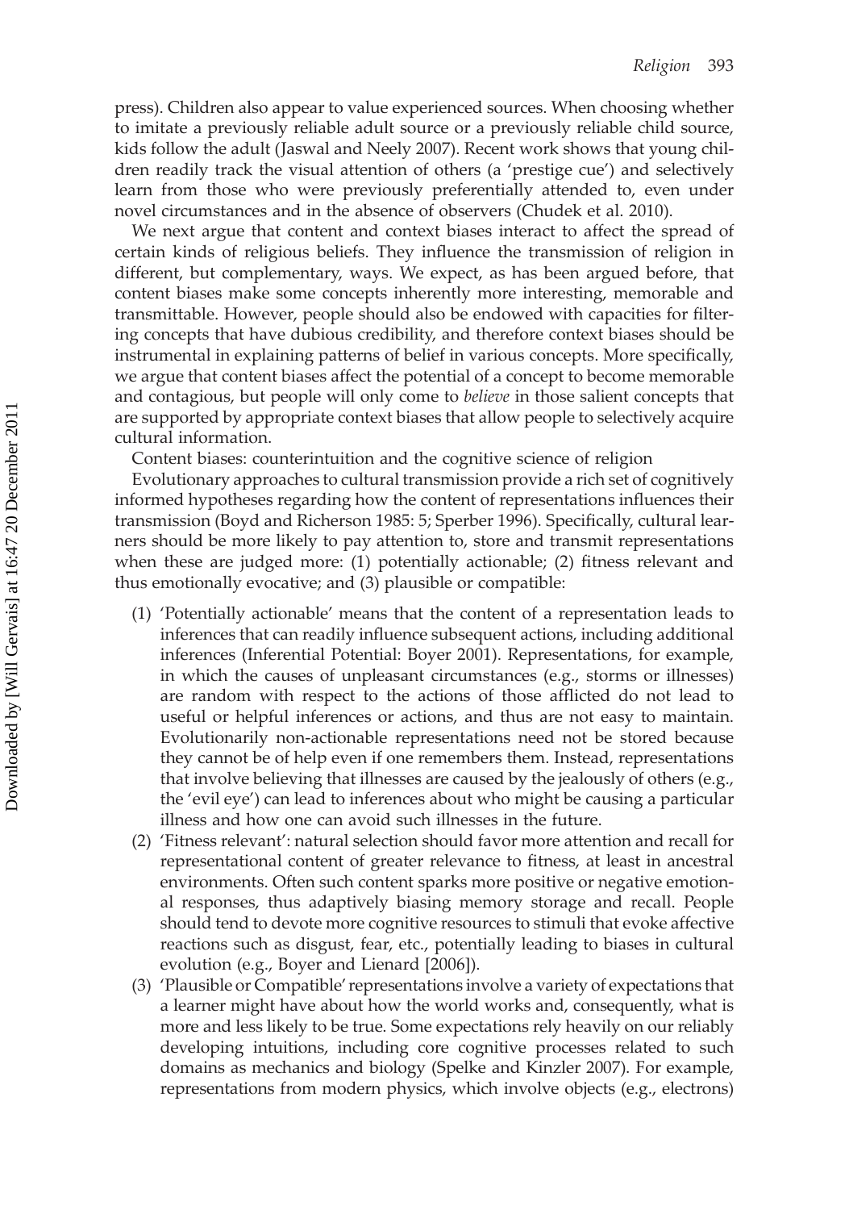press). Children also appear to value experienced sources. When choosing whether to imitate a previously reliable adult source or a previously reliable child source, kids follow the adult (Jaswal and Neely 2007). Recent work shows that young children readily track the visual attention of others (a 'prestige cue') and selectively learn from those who were previously preferentially attended to, even under novel circumstances and in the absence of observers (Chudek et al. 2010).

We next argue that content and context biases interact to affect the spread of certain kinds of religious beliefs. They influence the transmission of religion in different, but complementary, ways. We expect, as has been argued before, that content biases make some concepts inherently more interesting, memorable and transmittable. However, people should also be endowed with capacities for filtering concepts that have dubious credibility, and therefore context biases should be instrumental in explaining patterns of belief in various concepts. More specifically, we argue that content biases affect the potential of a concept to become memorable and contagious, but people will only come to *believe* in those salient concepts that are supported by appropriate context biases that allow people to selectively acquire cultural information.

## Content biases: counterintuition and the cognitive science of religion

Evolutionary approaches to cultural transmission provide a rich set of cognitively informed hypotheses regarding how the content of representations influences their transmission (Boyd and Richerson 1985: 5; Sperber 1996). Specifically, cultural learners should be more likely to pay attention to, store and transmit representations when these are judged more: (1) potentially actionable; (2) fitness relevant and thus emotionally evocative; and (3) plausible or compatible:

1. 'Potentially actionable' means that the content of a representation leads to inferences that can readily influence subsequent actions, including additional inferences (Inferential Potential: Boyer 2001). Representations, for example, in which the causes of unpleasant circumstances (e.g., storms or illnesses) are random with respect to the actions of those afflicted do not lead to useful or helpful inferences or actions, and thus are not easy to maintain. Evolutionarily non-actionable representations need not be stored because they cannot be of help even if one remembers them. Instead, representations that involve believing that illnesses are caused by the jealously of others (e.g., the 'evil eye') can lead to inferences about who might be causing a particular illness and how one can avoid such illnesses in the future.
2. 'Fitness relevant': natural selection should favor more attention and recall for representational content of greater relevance to fitness, at least in ancestral environments. Often such content sparks more positive or negative emotional responses, thus adaptively biasing memory storage and recall. People should tend to devote more cognitive resources to stimuli that evoke affective reactions such as disgust, fear, etc., potentially leading to biases in cultural evolution (e.g., Boyer and Lienard [2006]).
3. 'Plausible or Compatible' representations involve a variety of expectations that a learner might have about how the world works and, consequently, what is more and less likely to be true. Some expectations rely heavily on our reliably developing intuitions, including core cognitive processes related to such domains as mechanics and biology (Spelke and Kinzler 2007). For example, representations from modern physics, which involve objects (e.g., electrons)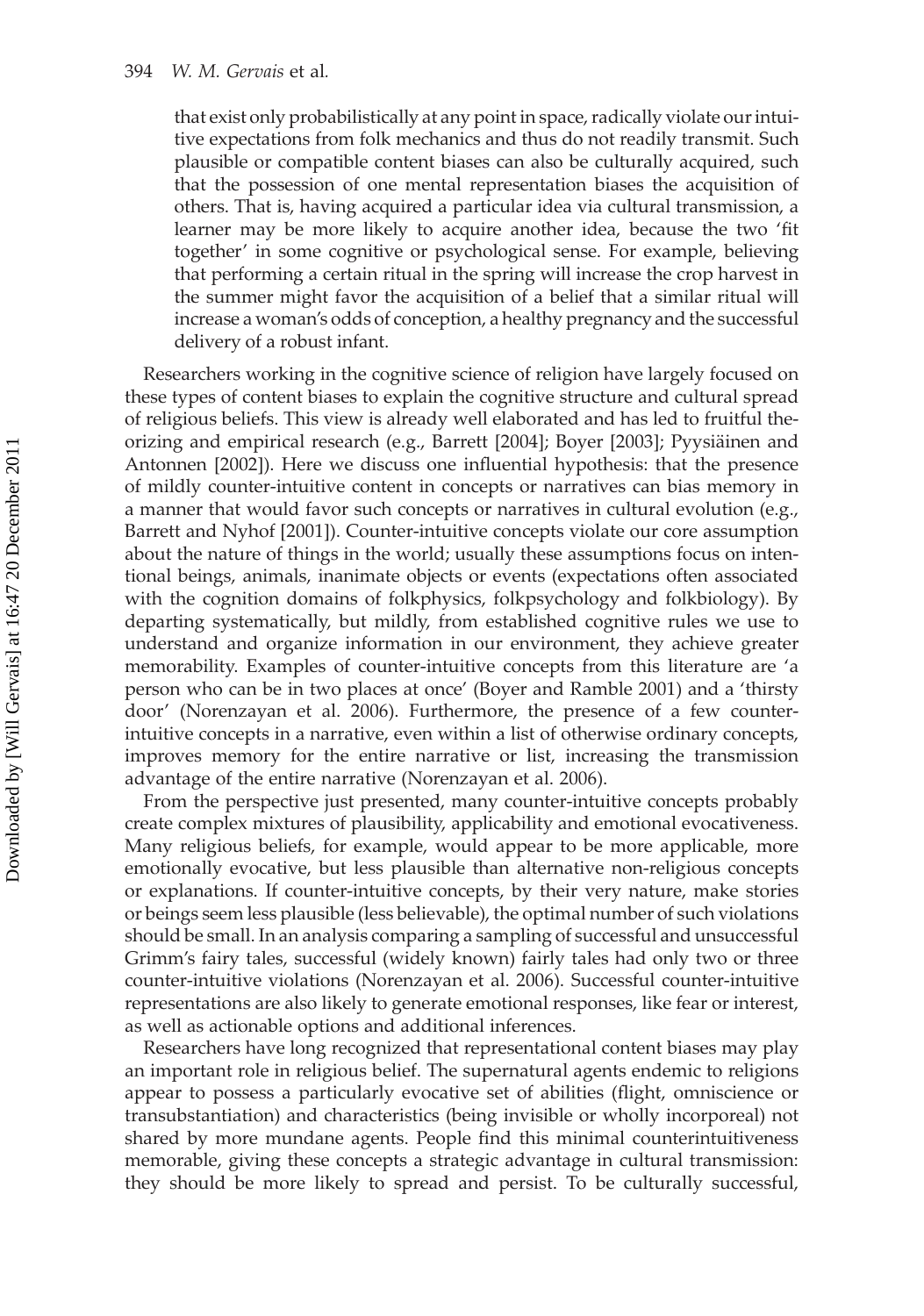that exist only probabilistically at any point in space, radically violate our intuitive expectations from folk mechanics and thus do not readily transmit. Such plausible or compatible content biases can also be culturally acquired, such that the possession of one mental representation biases the acquisition of others. That is, having acquired a particular idea via cultural transmission, a learner may be more likely to acquire another idea, because the two 'fit together' in some cognitive or psychological sense. For example, believing that performing a certain ritual in the spring will increase the crop harvest in the summer might favor the acquisition of a belief that a similar ritual will increase a woman's odds of conception, a healthy pregnancy and the successful delivery of a robust infant.

Researchers working in the cognitive science of religion have largely focused on these types of content biases to explain the cognitive structure and cultural spread of religious beliefs. This view is already well elaborated and has led to fruitful theorizing and empirical research (e.g., Barrett [2004]; Boyer [2003]; Pyysiäinen and Antonnen [2002]). Here we discuss one influential hypothesis: that the presence of mildly counter-intuitive content in concepts or narratives can bias memory in a manner that would favor such concepts or narratives in cultural evolution (e.g., Barrett and Nyhof [2001]). Counter-intuitive concepts violate our core assumption about the nature of things in the world; usually these assumptions focus on intentional beings, animals, inanimate objects or events (expectations often associated with the cognition domains of folkphysics, folkpsychology and folkbiology). By departing systematically, but mildly, from established cognitive rules we use to understand and organize information in our environment, they achieve greater memorability. Examples of counter-intuitive concepts from this literature are 'a person who can be in two places at once' (Boyer and Ramble 2001) and a 'thirsty door' (Norenzayan et al. 2006). Furthermore, the presence of a few counter-intuitive concepts in a narrative, even within a list of otherwise ordinary concepts, improves memory for the entire narrative or list, increasing the transmission advantage of the entire narrative (Norenzayan et al. 2006).

From the perspective just presented, many counter-intuitive concepts probably create complex mixtures of plausibility, applicability and emotional evocativeness. Many religious beliefs, for example, would appear to be more applicable, more emotionally evocative, but less plausible than alternative non-religious concepts or explanations. If counter-intuitive concepts, by their very nature, make stories or beings seem less plausible (less believable), the optimal number of such violations should be small. In an analysis comparing a sampling of successful and unsuccessful Grimm's fairy tales, successful (widely known) fairly tales had only two or three counter-intuitive violations (Norenzayan et al. 2006). Successful counter-intuitive representations are also likely to generate emotional responses, like fear or interest, as well as actionable options and additional inferences.

Researchers have long recognized that representational content biases may play an important role in religious belief. The supernatural agents endemic to religions appear to possess a particularly evocative set of abilities (flight, omniscience or transubstantiation) and characteristics (being invisible or wholly incorporeal) not shared by more mundane agents. People find this minimal counterintuitiveness memorable, giving these concepts a strategic advantage in cultural transmission: they should be more likely to spread and persist. To be culturally successful,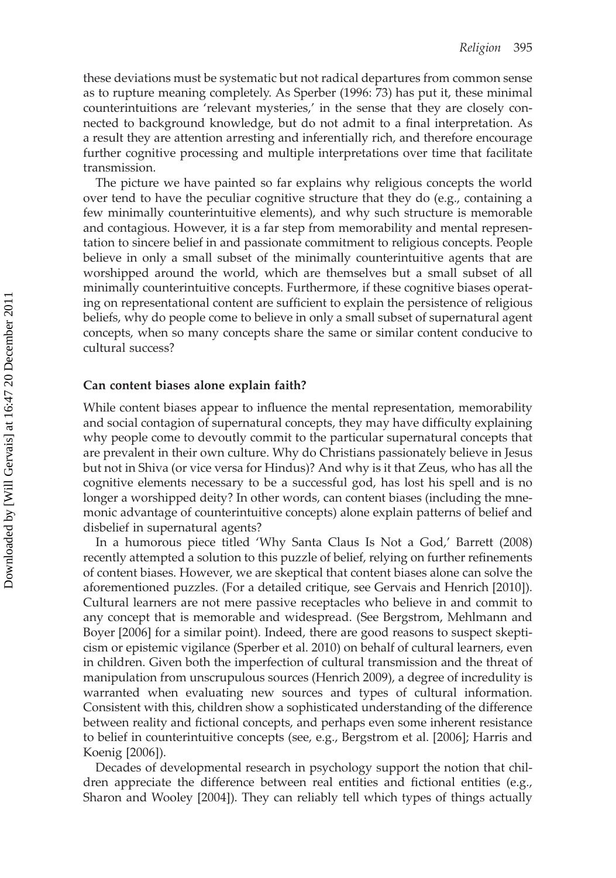these deviations must be systematic but not radical departures from common sense as to rupture meaning completely. As Sperber (1996: 73) has put it, these minimal counterintuitions are 'relevant mysteries,' in the sense that they are closely connected to background knowledge, but do not admit to a final interpretation. As a result they are attention arresting and inferentially rich, and therefore encourage further cognitive processing and multiple interpretations over time that facilitate transmission.

The picture we have painted so far explains why religious concepts the world over tend to have the peculiar cognitive structure that they do (e.g., containing a few minimally counterintuitive elements), and why such structure is memorable and contagious. However, it is a far step from memorability and mental representation to sincere belief in and passionate commitment to religious concepts. People believe in only a small subset of the minimally counterintuitive agents that are worshipped around the world, which are themselves but a small subset of all minimally counterintuitive concepts. Furthermore, if these cognitive biases operating on representational content are sufficient to explain the persistence of religious beliefs, why do people come to believe in only a small subset of supernatural agent concepts, when so many concepts share the same or similar content conducive to cultural success?

### Can content biases alone explain faith?

While content biases appear to influence the mental representation, memorability and social contagion of supernatural concepts, they may have difficulty explaining why people come to devoutly commit to the particular supernatural concepts that are prevalent in their own culture. Why do Christians passionately believe in Jesus but not in Shiva (or vice versa for Hindus)? And why is it that Zeus, who has all the cognitive elements necessary to be a successful god, has lost his spell and is no longer a worshipped deity? In other words, can content biases (including the mnemonic advantage of counterintuitive concepts) alone explain patterns of belief and disbelief in supernatural agents?

In a humorous piece titled 'Why Santa Claus Is Not a God,' Barrett (2008) recently attempted a solution to this puzzle of belief, relying on further refinements of content biases. However, we are skeptical that content biases alone can solve the aforementioned puzzles. (For a detailed critique, see Gervais and Henrich [2010]). Cultural learners are not mere passive receptacles who believe in and commit to any concept that is memorable and widespread. (See Bergstrom, Mehlmann and Boyer [2006] for a similar point). Indeed, there are good reasons to suspect skepticism or epistemic vigilance (Sperber et al. 2010) on behalf of cultural learners, even in children. Given both the imperfection of cultural transmission and the threat of manipulation from unscrupulous sources (Henrich 2009), a degree of incredulity is warranted when evaluating new sources and types of cultural information. Consistent with this, children show a sophisticated understanding of the difference between reality and fictional concepts, and perhaps even some inherent resistance to belief in counterintuitive concepts (see, e.g., Bergstrom et al. [2006]; Harris and Koenig [2006]).

Decades of developmental research in psychology support the notion that children appreciate the difference between real entities and fictional entities (e.g., Sharon and Wooley [2004]). They can reliably tell which types of things actually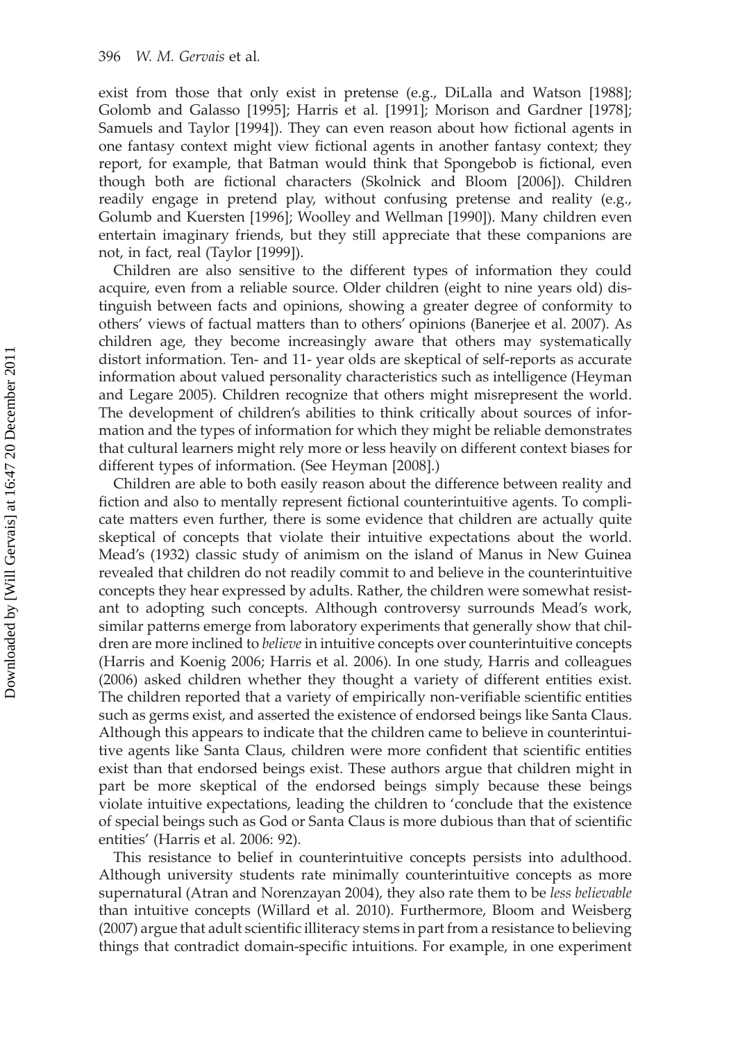exist from those that only exist in pretense (e.g., DiLalla and Watson [1988]; Golomb and Galasso [1995]; Harris et al. [1991]; Morison and Gardner [1978]; Samuels and Taylor [1994]). They can even reason about how fictional agents in one fantasy context might view fictional agents in another fantasy context; they report, for example, that Batman would think that Spongebob is fictional, even though both are fictional characters (Skolnick and Bloom [2006]). Children readily engage in pretend play, without confusing pretense and reality (e.g., Golumb and Kuersten [1996]; Woolley and Wellman [1990]). Many children even entertain imaginary friends, but they still appreciate that these companions are not, in fact, real (Taylor [1999]).

Children are also sensitive to the different types of information they could acquire, even from a reliable source. Older children (eight to nine years old) distinguish between facts and opinions, showing a greater degree of conformity to others' views of factual matters than to others' opinions (Banerjee et al. 2007). As children age, they become increasingly aware that others may systematically distort information. Ten- and 11- year olds are skeptical of self-reports as accurate information about valued personality characteristics such as intelligence (Heyman and Legare 2005). Children recognize that others might misrepresent the world. The development of children's abilities to think critically about sources of information and the types of information for which they might be reliable demonstrates that cultural learners might rely more or less heavily on different context biases for different types of information. (See Heyman [2008].)

Children are able to both easily reason about the difference between reality and fiction and also to mentally represent fictional counterintuitive agents. To complicate matters even further, there is some evidence that children are actually quite skeptical of concepts that violate their intuitive expectations about the world. Mead's (1932) classic study of animism on the island of Manus in New Guinea revealed that children do not readily commit to and believe in the counterintuitive concepts they hear expressed by adults. Rather, the children were somewhat resistant to adopting such concepts. Although controversy surrounds Mead's work, similar patterns emerge from laboratory experiments that generally show that children are more inclined to *believe* in intuitive concepts over counterintuitive concepts (Harris and Koenig 2006; Harris et al. 2006). In one study, Harris and colleagues (2006) asked children whether they thought a variety of different entities exist. The children reported that a variety of empirically non-verifiable scientific entities such as germs exist, and asserted the existence of endorsed beings like Santa Claus. Although this appears to indicate that the children came to believe in counterintuitive agents like Santa Claus, children were more confident that scientific entities exist than that endorsed beings exist. These authors argue that children might in part be more skeptical of the endorsed beings simply because these beings violate intuitive expectations, leading the children to 'conclude that the existence of special beings such as God or Santa Claus is more dubious than that of scientific entities' (Harris et al. 2006: 92).

This resistance to belief in counterintuitive concepts persists into adulthood. Although university students rate minimally counterintuitive concepts as more supernatural (Atran and Norenzayan 2004), they also rate them to be *less believable* than intuitive concepts (Willard et al. 2010). Furthermore, Bloom and Weisberg (2007) argue that adult scientific illiteracy stems in part from a resistance to believing things that contradict domain-specific intuitions. For example, in one experiment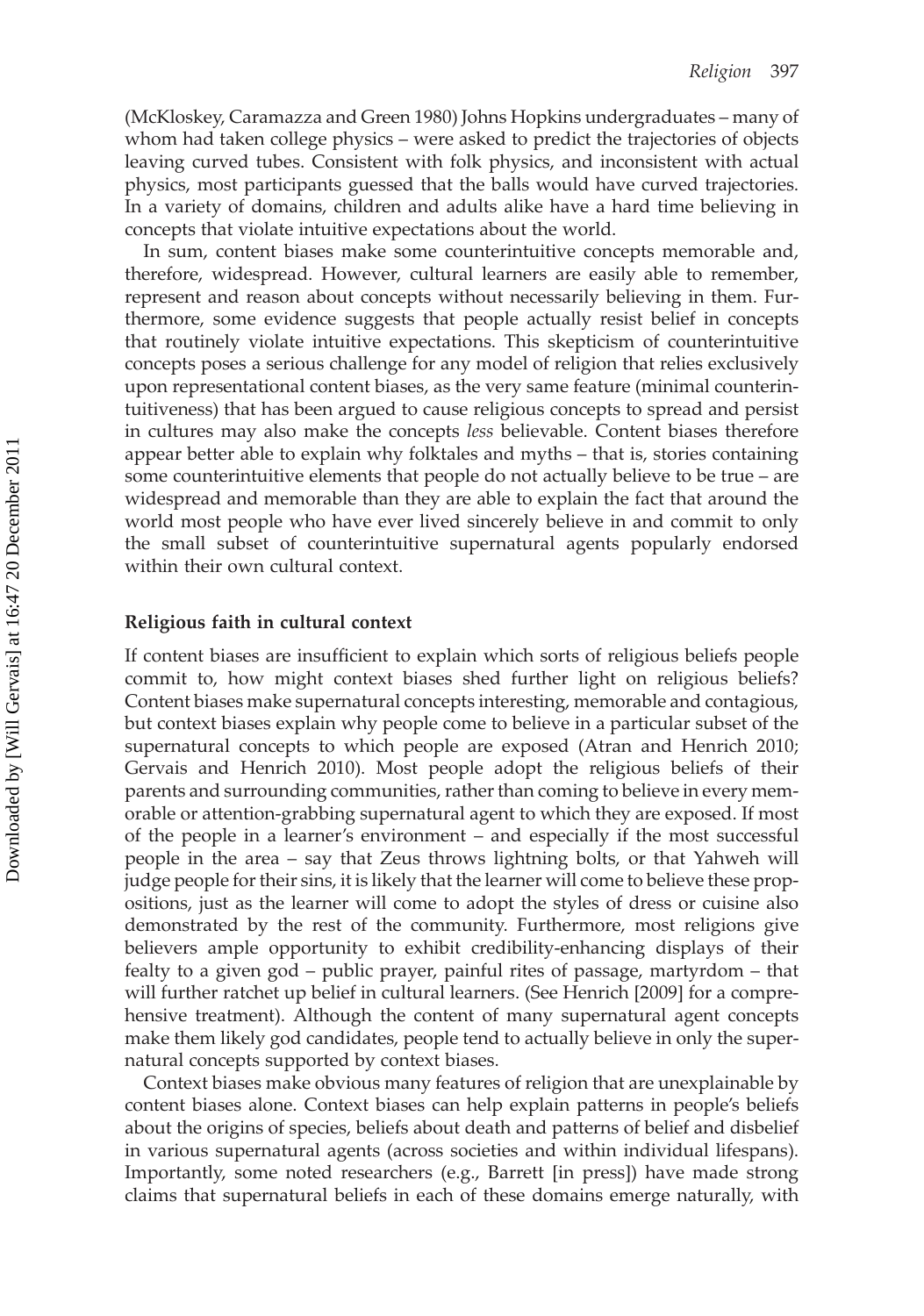(McKloskey, Caramazza and Green 1980) Johns Hopkins undergraduates – many of whom had taken college physics – were asked to predict the trajectories of objects leaving curved tubes. Consistent with folk physics, and inconsistent with actual physics, most participants guessed that the balls would have curved trajectories. In a variety of domains, children and adults alike have a hard time believing in concepts that violate intuitive expectations about the world.

In sum, content biases make some counterintuitive concepts memorable and, therefore, widespread. However, cultural learners are easily able to remember, represent and reason about concepts without necessarily believing in them. Furthermore, some evidence suggests that people actually resist belief in concepts that routinely violate intuitive expectations. This skepticism of counterintuitive concepts poses a serious challenge for any model of religion that relies exclusively upon representational content biases, as the very same feature (minimal counterintuitiveness) that has been argued to cause religious concepts to spread and persist in cultures may also make the concepts *less* believable. Content biases therefore appear better able to explain why folktales and myths – that is, stories containing some counterintuitive elements that people do not actually believe to be true – are widespread and memorable than they are able to explain the fact that around the world most people who have ever lived sincerely believe in and commit to only the small subset of counterintuitive supernatural agents popularly endorsed within their own cultural context.

**Religious faith in cultural context**

If content biases are insufficient to explain which sorts of religious beliefs people commit to, how might context biases shed further light on religious beliefs? Content biases make supernatural concepts interesting, memorable and contagious, but context biases explain why people come to believe in a particular subset of the supernatural concepts to which people are exposed (Atran and Henrich 2010; Gervais and Henrich 2010). Most people adopt the religious beliefs of their parents and surrounding communities, rather than coming to believe in every memorable or attention-grabbing supernatural agent to which they are exposed. If most of the people in a learner's environment – and especially if the most successful people in the area – say that Zeus throws lightning bolts, or that Yahweh will judge people for their sins, it is likely that the learner will come to believe these propositions, just as the learner will come to adopt the styles of dress or cuisine also demonstrated by the rest of the community. Furthermore, most religions give believers ample opportunity to exhibit credibility-enhancing displays of their fealty to a given god – public prayer, painful rites of passage, martyrdom – that will further ratchet up belief in cultural learners. (See Henrich [2009] for a comprehensive treatment). Although the content of many supernatural agent concepts make them likely god candidates, people tend to actually believe in only the supernatural concepts supported by context biases.

Context biases make obvious many features of religion that are unexplainable by content biases alone. Context biases can help explain patterns in people's beliefs about the origins of species, beliefs about death and patterns of belief and disbelief in various supernatural agents (across societies and within individual lifespans). Importantly, some noted researchers (e.g., Barrett [in press]) have made strong claims that supernatural beliefs in each of these domains emerge naturally, with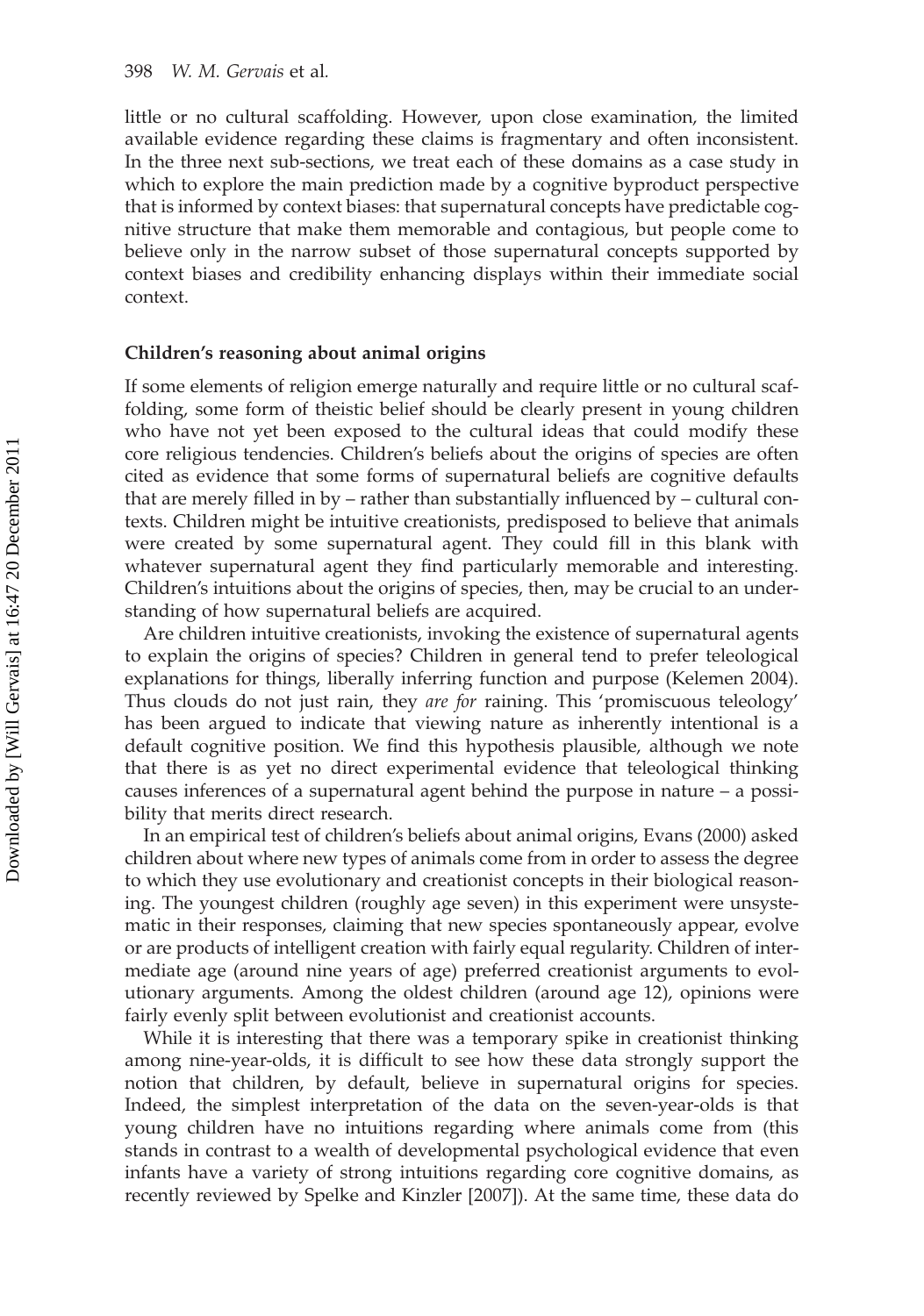little or no cultural scaffolding. However, upon close examination, the limited available evidence regarding these claims is fragmentary and often inconsistent. In the three next sub-sections, we treat each of these domains as a case study in which to explore the main prediction made by a cognitive byproduct perspective that is informed by context biases: that supernatural concepts have predictable cognitive structure that make them memorable and contagious, but people come to believe only in the narrow subset of those supernatural concepts supported by context biases and credibility enhancing displays within their immediate social context.

### Children's reasoning about animal origins

If some elements of religion emerge naturally and require little or no cultural scaffolding, some form of theistic belief should be clearly present in young children who have not yet been exposed to the cultural ideas that could modify these core religious tendencies. Children's beliefs about the origins of species are often cited as evidence that some forms of supernatural beliefs are cognitive defaults that are merely filled in by – rather than substantially influenced by – cultural contexts. Children might be intuitive creationists, predisposed to believe that animals were created by some supernatural agent. They could fill in this blank with whatever supernatural agent they find particularly memorable and interesting. Children's intuitions about the origins of species, then, may be crucial to an understanding of how supernatural beliefs are acquired.

Are children intuitive creationists, invoking the existence of supernatural agents to explain the origins of species? Children in general tend to prefer teleological explanations for things, liberally inferring function and purpose (Kelemen 2004). Thus clouds do not just rain, they *are for* raining. This 'promiscuous teleology' has been argued to indicate that viewing nature as inherently intentional is a default cognitive position. We find this hypothesis plausible, although we note that there is as yet no direct experimental evidence that teleological thinking causes inferences of a supernatural agent behind the purpose in nature – a possibility that merits direct research.

In an empirical test of children's beliefs about animal origins, Evans (2000) asked children about where new types of animals come from in order to assess the degree to which they use evolutionary and creationist concepts in their biological reasoning. The youngest children (roughly age seven) in this experiment were unsystematic in their responses, claiming that new species spontaneously appear, evolve or are products of intelligent creation with fairly equal regularity. Children of intermediate age (around nine years of age) preferred creationist arguments to evolutionary arguments. Among the oldest children (around age 12), opinions were fairly evenly split between evolutionist and creationist accounts.

While it is interesting that there was a temporary spike in creationist thinking among nine-year-olds, it is difficult to see how these data strongly support the notion that children, by default, believe in supernatural origins for species. Indeed, the simplest interpretation of the data on the seven-year-olds is that young children have no intuitions regarding where animals come from (this stands in contrast to a wealth of developmental psychological evidence that even infants have a variety of strong intuitions regarding core cognitive domains, as recently reviewed by Spelke and Kinzler [2007]). At the same time, these data do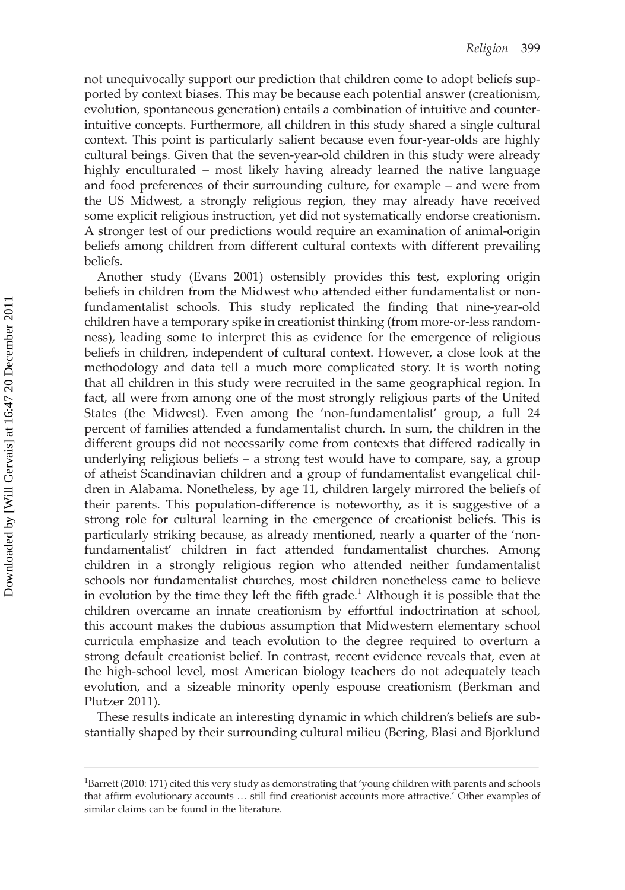not unequivocally support our prediction that children come to adopt beliefs supported by context biases. This may be because each potential answer (creationism, evolution, spontaneous generation) entails a combination of intuitive and counterintuitive concepts. Furthermore, all children in this study shared a single cultural context. This point is particularly salient because even four-year-olds are highly cultural beings. Given that the seven-year-old children in this study were already highly enculturated – most likely having already learned the native language and food preferences of their surrounding culture, for example – and were from the US Midwest, a strongly religious region, they may already have received some explicit religious instruction, yet did not systematically endorse creationism. A stronger test of our predictions would require an examination of animal-origin beliefs among children from different cultural contexts with different prevailing beliefs.

Another study (Evans 2001) ostensibly provides this test, exploring origin beliefs in children from the Midwest who attended either fundamentalist or non-fundamentalist schools. This study replicated the finding that nine-year-old children have a temporary spike in creationist thinking (from more-or-less randomness), leading some to interpret this as evidence for the emergence of religious beliefs in children, independent of cultural context. However, a close look at the methodology and data tell a much more complicated story. It is worth noting that all children in this study were recruited in the same geographical region. In fact, all were from among one of the most strongly religious parts of the United States (the Midwest). Even among the 'non-fundamentalist' group, a full 24 percent of families attended a fundamentalist church. In sum, the children in the different groups did not necessarily come from contexts that differed radically in underlying religious beliefs – a strong test would have to compare, say, a group of atheist Scandinavian children and a group of fundamentalist evangelical children in Alabama. Nonetheless, by age 11, children largely mirrored the beliefs of their parents. This population-difference is noteworthy, as it is suggestive of a strong role for cultural learning in the emergence of creationist beliefs. This is particularly striking because, as already mentioned, nearly a quarter of the 'non-fundamentalist' children in fact attended fundamentalist churches. Among children in a strongly religious region who attended neither fundamentalist schools nor fundamentalist churches, most children nonetheless came to believe in evolution by the time they left the fifth grade.[1] Although it is possible that the children overcame an innate creationism by effortful indoctrination at school, this account makes the dubious assumption that Midwestern elementary school curricula emphasize and teach evolution to the degree required to overturn a strong default creationist belief. In contrast, recent evidence reveals that, even at the high-school level, most American biology teachers do not adequately teach evolution, and a sizeable minority openly espouse creationism (Berkman and Plutzer 2011).

These results indicate an interesting dynamic in which children's beliefs are substantially shaped by their surrounding cultural milieu (Bering, Blasi and Bjorklund

[1] Barrett (2010: 171) cited this very study as demonstrating that 'young children with parents and schools that affirm evolutionary accounts … still find creationist accounts more attractive.' Other examples of similar claims can be found in the literature.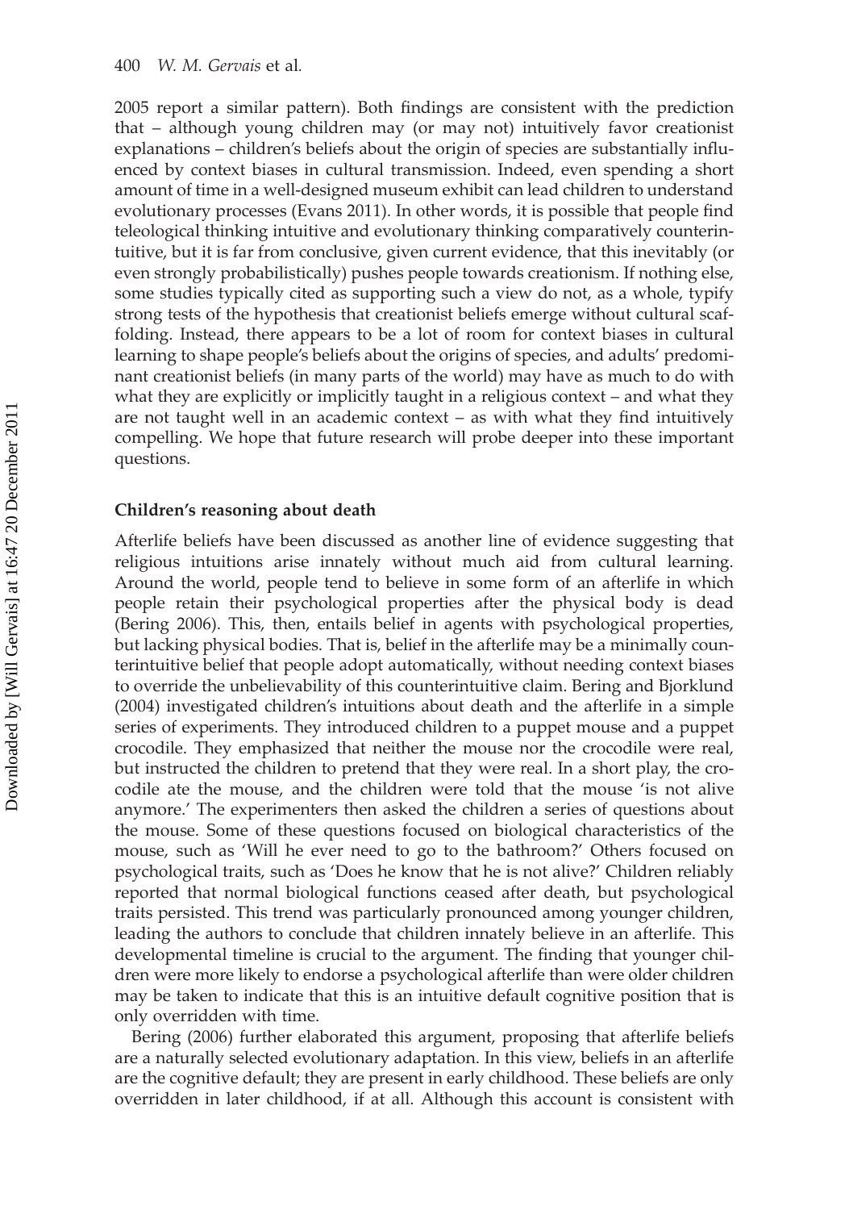2005 report a similar pattern). Both findings are consistent with the prediction that – although young children may (or may not) intuitively favor creationist explanations – children's beliefs about the origin of species are substantially influenced by context biases in cultural transmission. Indeed, even spending a short amount of time in a well-designed museum exhibit can lead children to understand evolutionary processes (Evans 2011). In other words, it is possible that people find teleological thinking intuitive and evolutionary thinking comparatively counterintuitive, but it is far from conclusive, given current evidence, that this inevitably (or even strongly probabilistically) pushes people towards creationism. If nothing else, some studies typically cited as supporting such a view do not, as a whole, typify strong tests of the hypothesis that creationist beliefs emerge without cultural scaffolding. Instead, there appears to be a lot of room for context biases in cultural learning to shape people's beliefs about the origins of species, and adults' predominant creationist beliefs (in many parts of the world) may have as much to do with what they are explicitly or implicitly taught in a religious context – and what they are not taught well in an academic context – as with what they find intuitively compelling. We hope that future research will probe deeper into these important questions.

### Children's reasoning about death

Afterlife beliefs have been discussed as another line of evidence suggesting that religious intuitions arise innately without much aid from cultural learning. Around the world, people tend to believe in some form of an afterlife in which people retain their psychological properties after the physical body is dead (Bering 2006). This, then, entails belief in agents with psychological properties, but lacking physical bodies. That is, belief in the afterlife may be a minimally counterintuitive belief that people adopt automatically, without needing context biases to override the unbelievability of this counterintuitive claim. Bering and Bjorklund (2004) investigated children's intuitions about death and the afterlife in a simple series of experiments. They introduced children to a puppet mouse and a puppet crocodile. They emphasized that neither the mouse nor the crocodile were real, but instructed the children to pretend that they were real. In a short play, the crocodile ate the mouse, and the children were told that the mouse 'is not alive anymore.' The experimenters then asked the children a series of questions about the mouse. Some of these questions focused on biological characteristics of the mouse, such as 'Will he ever need to go to the bathroom?' Others focused on psychological traits, such as 'Does he know that he is not alive?' Children reliably reported that normal biological functions ceased after death, but psychological traits persisted. This trend was particularly pronounced among younger children, leading the authors to conclude that children innately believe in an afterlife. This developmental timeline is crucial to the argument. The finding that younger children were more likely to endorse a psychological afterlife than were older children may be taken to indicate that this is an intuitive default cognitive position that is only overridden with time.

Bering (2006) further elaborated this argument, proposing that afterlife beliefs are a naturally selected evolutionary adaptation. In this view, beliefs in an afterlife are the cognitive default; they are present in early childhood. These beliefs are only overridden in later childhood, if at all. Although this account is consistent with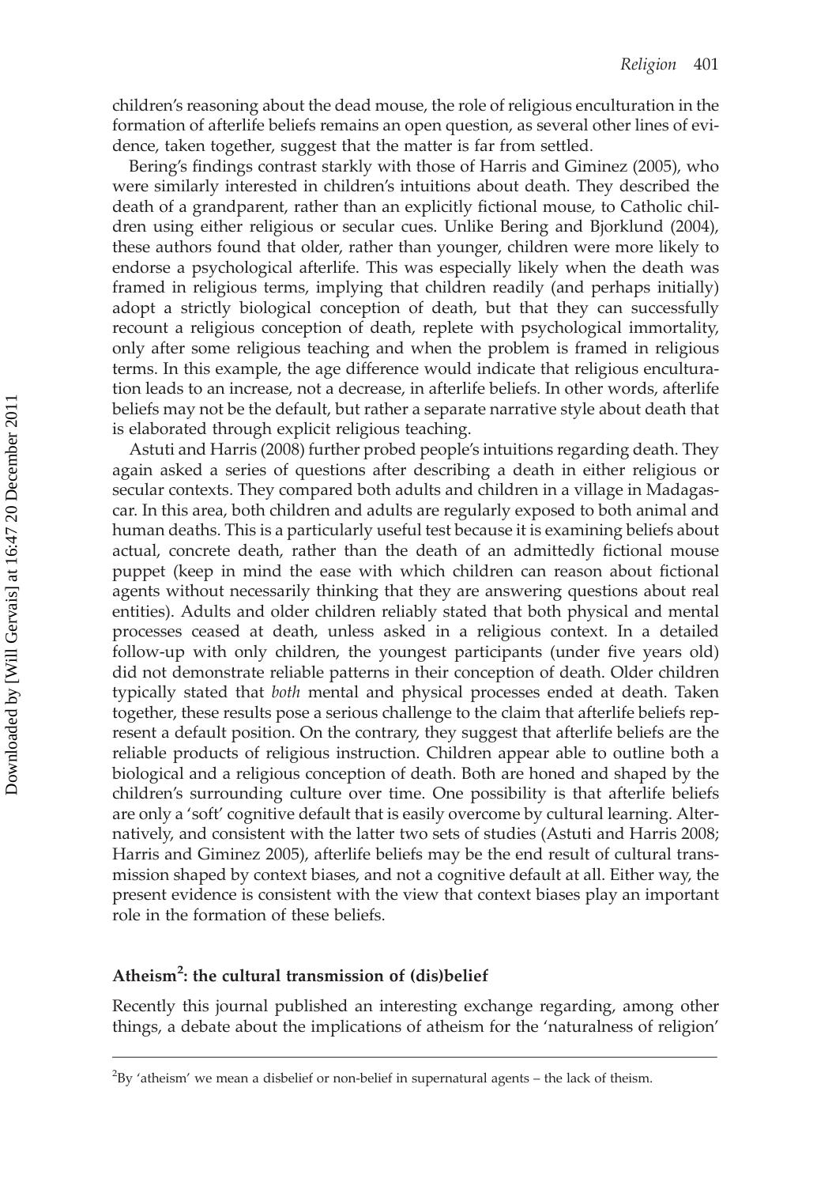children's reasoning about the dead mouse, the role of religious enculturation in the formation of afterlife beliefs remains an open question, as several other lines of evidence, taken together, suggest that the matter is far from settled.

Bering's findings contrast starkly with those of Harris and Giminez (2005), who were similarly interested in children's intuitions about death. They described the death of a grandparent, rather than an explicitly fictional mouse, to Catholic children using either religious or secular cues. Unlike Bering and Bjorklund (2004), these authors found that older, rather than younger, children were more likely to endorse a psychological afterlife. This was especially likely when the death was framed in religious terms, implying that children readily (and perhaps initially) adopt a strictly biological conception of death, but that they can successfully recount a religious conception of death, replete with psychological immortality, only after some religious teaching and when the problem is framed in religious terms. In this example, the age difference would indicate that religious enculturation leads to an increase, not a decrease, in afterlife beliefs. In other words, afterlife beliefs may not be the default, but rather a separate narrative style about death that is elaborated through explicit religious teaching.

Astuti and Harris (2008) further probed people's intuitions regarding death. They again asked a series of questions after describing a death in either religious or secular contexts. They compared both adults and children in a village in Madagascar. In this area, both children and adults are regularly exposed to both animal and human deaths. This is a particularly useful test because it is examining beliefs about actual, concrete death, rather than the death of an admittedly fictional mouse puppet (keep in mind the ease with which children can reason about fictional agents without necessarily thinking that they are answering questions about real entities). Adults and older children reliably stated that both physical and mental processes ceased at death, unless asked in a religious context. In a detailed follow-up with only children, the youngest participants (under five years old) did not demonstrate reliable patterns in their conception of death. Older children typically stated that *both* mental and physical processes ended at death. Taken together, these results pose a serious challenge to the claim that afterlife beliefs represent a default position. On the contrary, they suggest that afterlife beliefs are the reliable products of religious instruction. Children appear able to outline both a biological and a religious conception of death. Both are honed and shaped by the children's surrounding culture over time. One possibility is that afterlife beliefs are only a 'soft' cognitive default that is easily overcome by cultural learning. Alternatively, and consistent with the latter two sets of studies (Astuti and Harris 2008; Harris and Giminez 2005), afterlife beliefs may be the end result of cultural transmission shaped by context biases, and not a cognitive default at all. Either way, the present evidence is consistent with the view that context biases play an important role in the formation of these beliefs.

## Atheism[2]: the cultural transmission of (dis)belief

Recently this journal published an interesting exchange regarding, among other things, a debate about the implications of atheism for the 'naturalness of religion'

[2]By 'atheism' we mean a disbelief or non-belief in supernatural agents – the lack of theism.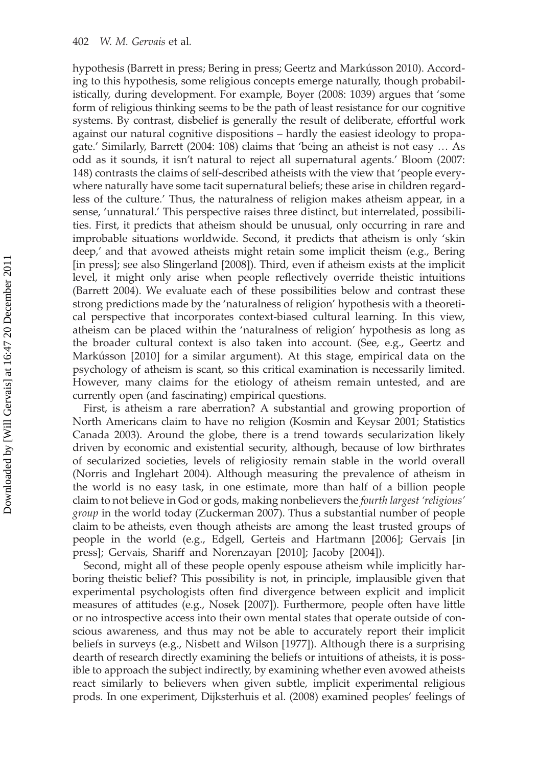hypothesis (Barrett in press; Bering in press; Geertz and Markússon 2010). According to this hypothesis, some religious concepts emerge naturally, though probabilistically, during development. For example, Boyer (2008: 1039) argues that 'some form of religious thinking seems to be the path of least resistance for our cognitive systems. By contrast, disbelief is generally the result of deliberate, effortful work against our natural cognitive dispositions – hardly the easiest ideology to propagate.' Similarly, Barrett (2004: 108) claims that 'being an atheist is not easy … As odd as it sounds, it isn't natural to reject all supernatural agents.' Bloom (2007: 148) contrasts the claims of self-described atheists with the view that 'people everywhere naturally have some tacit supernatural beliefs; these arise in children regardless of the culture.' Thus, the naturalness of religion makes atheism appear, in a sense, 'unnatural.' This perspective raises three distinct, but interrelated, possibilities. First, it predicts that atheism should be unusual, only occurring in rare and improbable situations worldwide. Second, it predicts that atheism is only 'skin deep,' and that avowed atheists might retain some implicit theism (e.g., Bering [in press]; see also Slingerland [2008]). Third, even if atheism exists at the implicit level, it might only arise when people reflectively override theistic intuitions (Barrett 2004). We evaluate each of these possibilities below and contrast these strong predictions made by the 'naturalness of religion' hypothesis with a theoretical perspective that incorporates context-biased cultural learning. In this view, atheism can be placed within the 'naturalness of religion' hypothesis as long as the broader cultural context is also taken into account. (See, e.g., Geertz and Markússon [2010] for a similar argument). At this stage, empirical data on the psychology of atheism is scant, so this critical examination is necessarily limited. However, many claims for the etiology of atheism remain untested, and are currently open (and fascinating) empirical questions.

First, is atheism a rare aberration? A substantial and growing proportion of North Americans claim to have no religion (Kosmin and Keysar 2001; Statistics Canada 2003). Around the globe, there is a trend towards secularization likely driven by economic and existential security, although, because of low birthrates of secularized societies, levels of religiosity remain stable in the world overall (Norris and Inglehart 2004). Although measuring the prevalence of atheism in the world is no easy task, in one estimate, more than half of a billion people claim to not believe in God or gods, making nonbelievers the *fourth largest 'religious' group* in the world today (Zuckerman 2007). Thus a substantial number of people claim to be atheists, even though atheists are among the least trusted groups of people in the world (e.g., Edgell, Gerteis and Hartmann [2006]; Gervais [in press]; Gervais, Shariff and Norenzayan [2010]; Jacoby [2004]).

Second, might all of these people openly espouse atheism while implicitly harboring theistic belief? This possibility is not, in principle, implausible given that experimental psychologists often find divergence between explicit and implicit measures of attitudes (e.g., Nosek [2007]). Furthermore, people often have little or no introspective access into their own mental states that operate outside of conscious awareness, and thus may not be able to accurately report their implicit beliefs in surveys (e.g., Nisbett and Wilson [1977]). Although there is a surprising dearth of research directly examining the beliefs or intuitions of atheists, it is possible to approach the subject indirectly, by examining whether even avowed atheists react similarly to believers when given subtle, implicit experimental religious prods. In one experiment, Dijksterhuis et al. (2008) examined peoples' feelings of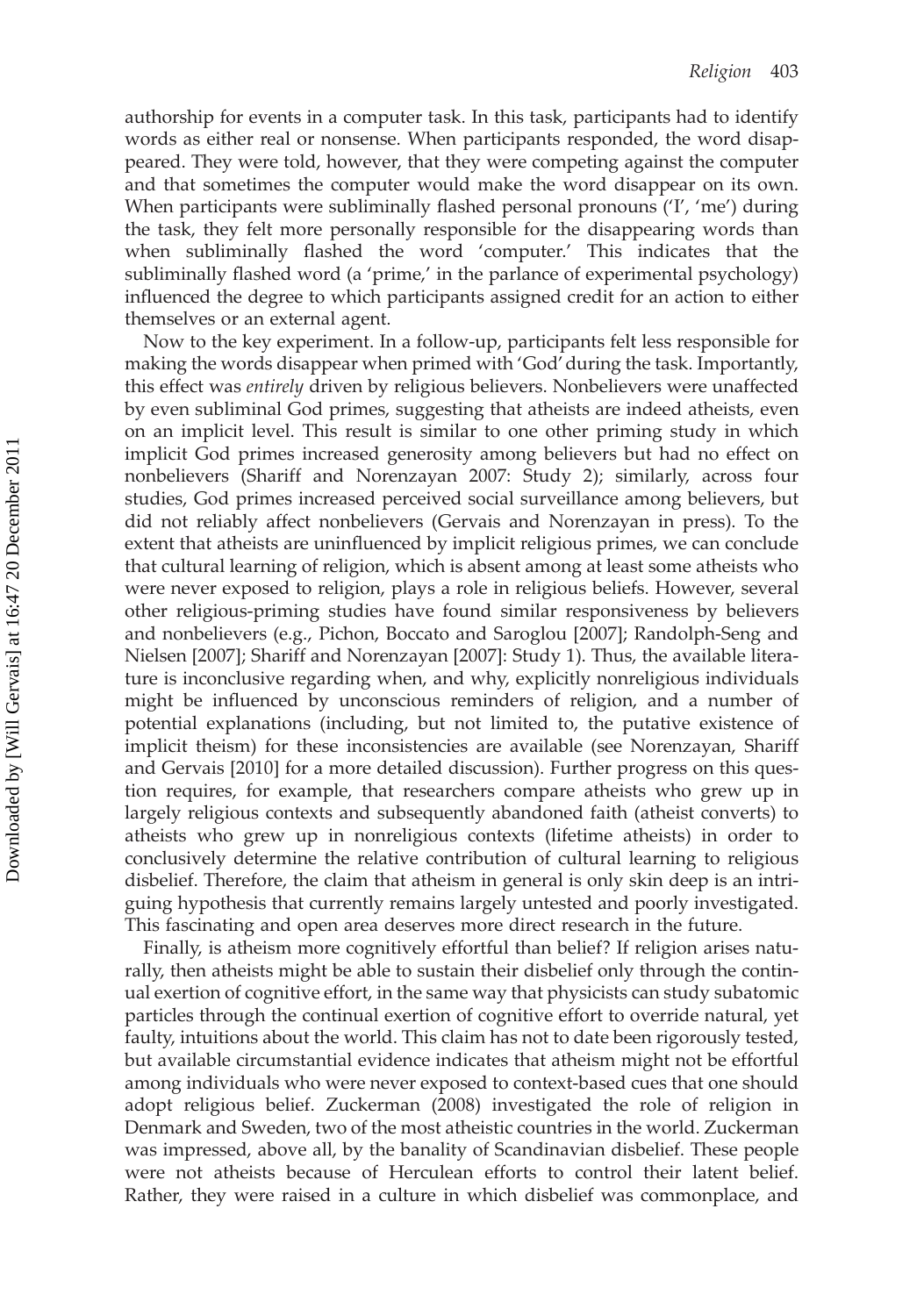authorship for events in a computer task. In this task, participants had to identify words as either real or nonsense. When participants responded, the word disappeared. They were told, however, that they were competing against the computer and that sometimes the computer would make the word disappear on its own. When participants were subliminally flashed personal pronouns ('I', 'me') during the task, they felt more personally responsible for the disappearing words than when subliminally flashed the word 'computer.' This indicates that the subliminally flashed word (a 'prime,' in the parlance of experimental psychology) influenced the degree to which participants assigned credit for an action to either themselves or an external agent.

Now to the key experiment. In a follow-up, participants felt less responsible for making the words disappear when primed with 'God' during the task. Importantly, this effect was *entirely* driven by religious believers. Nonbelievers were unaffected by even subliminal God primes, suggesting that atheists are indeed atheists, even on an implicit level. This result is similar to one other priming study in which implicit God primes increased generosity among believers but had no effect on nonbelievers (Shariff and Norenzayan 2007: Study 2); similarly, across four studies, God primes increased perceived social surveillance among believers, but did not reliably affect nonbelievers (Gervais and Norenzayan in press). To the extent that atheists are uninfluenced by implicit religious primes, we can conclude that cultural learning of religion, which is absent among at least some atheists who were never exposed to religion, plays a role in religious beliefs. However, several other religious-priming studies have found similar responsiveness by believers and nonbelievers (e.g., Pichon, Boccato and Saroglou [2007]; Randolph-Seng and Nielsen [2007]; Shariff and Norenzayan [2007]: Study 1). Thus, the available literature is inconclusive regarding when, and why, explicitly nonreligious individuals might be influenced by unconscious reminders of religion, and a number of potential explanations (including, but not limited to, the putative existence of implicit theism) for these inconsistencies are available (see Norenzayan, Shariff and Gervais [2010] for a more detailed discussion). Further progress on this question requires, for example, that researchers compare atheists who grew up in largely religious contexts and subsequently abandoned faith (atheist converts) to atheists who grew up in nonreligious contexts (lifetime atheists) in order to conclusively determine the relative contribution of cultural learning to religious disbelief. Therefore, the claim that atheism in general is only skin deep is an intriguing hypothesis that currently remains largely untested and poorly investigated. This fascinating and open area deserves more direct research in the future.

Finally, is atheism more cognitively effortful than belief? If religion arises naturally, then atheists might be able to sustain their disbelief only through the continual exertion of cognitive effort, in the same way that physicists can study subatomic particles through the continual exertion of cognitive effort to override natural, yet faulty, intuitions about the world. This claim has not to date been rigorously tested, but available circumstantial evidence indicates that atheism might not be effortful among individuals who were never exposed to context-based cues that one should adopt religious belief. Zuckerman (2008) investigated the role of religion in Denmark and Sweden, two of the most atheistic countries in the world. Zuckerman was impressed, above all, by the banality of Scandinavian disbelief. These people were not atheists because of Herculean efforts to control their latent belief. Rather, they were raised in a culture in which disbelief was commonplace, and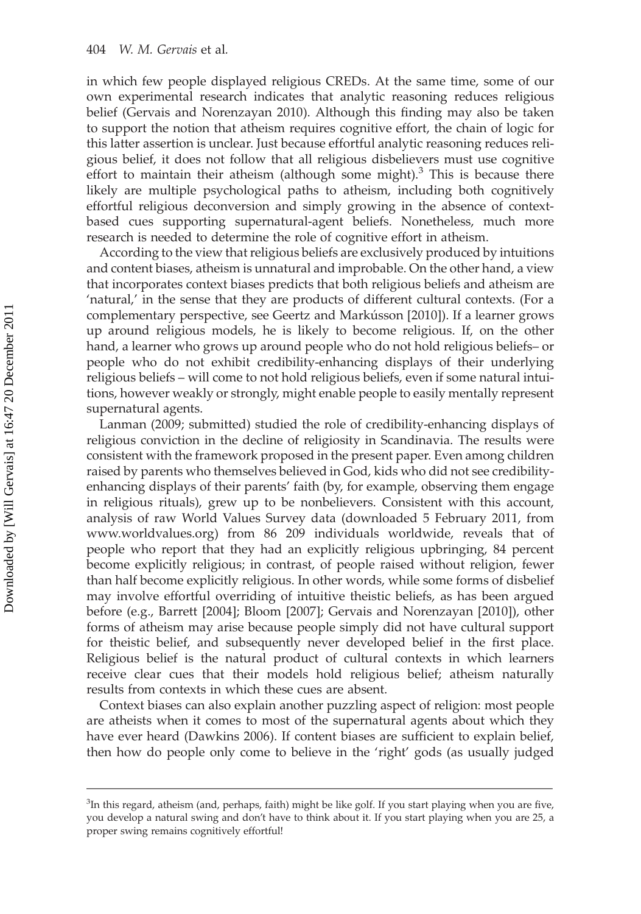in which few people displayed religious CREDs. At the same time, some of our own experimental research indicates that analytic reasoning reduces religious belief (Gervais and Norenzayan 2010). Although this finding may also be taken to support the notion that atheism requires cognitive effort, the chain of logic for this latter assertion is unclear. Just because effortful analytic reasoning reduces religious belief, it does not follow that all religious disbelievers must use cognitive effort to maintain their atheism (although some might).[3] This is because there likely are multiple psychological paths to atheism, including both cognitively effortful religious deconversion and simply growing in the absence of context-based cues supporting supernatural-agent beliefs. Nonetheless, much more research is needed to determine the role of cognitive effort in atheism.

According to the view that religious beliefs are exclusively produced by intuitions and content biases, atheism is unnatural and improbable. On the other hand, a view that incorporates context biases predicts that both religious beliefs and atheism are 'natural,' in the sense that they are products of different cultural contexts. (For a complementary perspective, see Geertz and Markússon [2010]). If a learner grows up around religious models, he is likely to become religious. If, on the other hand, a learner who grows up around people who do not hold religious beliefs– or people who do not exhibit credibility-enhancing displays of their underlying religious beliefs – will come to not hold religious beliefs, even if some natural intuitions, however weakly or strongly, might enable people to easily mentally represent supernatural agents.

Lanman (2009; submitted) studied the role of credibility-enhancing displays of religious conviction in the decline of religiosity in Scandinavia. The results were consistent with the framework proposed in the present paper. Even among children raised by parents who themselves believed in God, kids who did not see credibility-enhancing displays of their parents' faith (by, for example, observing them engage in religious rituals), grew up to be nonbelievers. Consistent with this account, analysis of raw World Values Survey data (downloaded 5 February 2011, from www.worldvalues.org) from 86 209 individuals worldwide, reveals that of people who report that they had an explicitly religious upbringing, 84 percent become explicitly religious; in contrast, of people raised without religion, fewer than half become explicitly religious. In other words, while some forms of disbelief may involve effortful overriding of intuitive theistic beliefs, as has been argued before (e.g., Barrett [2004]; Bloom [2007]; Gervais and Norenzayan [2010]), other forms of atheism may arise because people simply did not have cultural support for theistic belief, and subsequently never developed belief in the first place. Religious belief is the natural product of cultural contexts in which learners receive clear cues that their models hold religious belief; atheism naturally results from contexts in which these cues are absent.

Context biases can also explain another puzzling aspect of religion: most people are atheists when it comes to most of the supernatural agents about which they have ever heard (Dawkins 2006). If content biases are sufficient to explain belief, then how do people only come to believe in the 'right' gods (as usually judged

[3]In this regard, atheism (and, perhaps, faith) might be like golf. If you start playing when you are five, you develop a natural swing and don't have to think about it. If you start playing when you are 25, a proper swing remains cognitively effortful!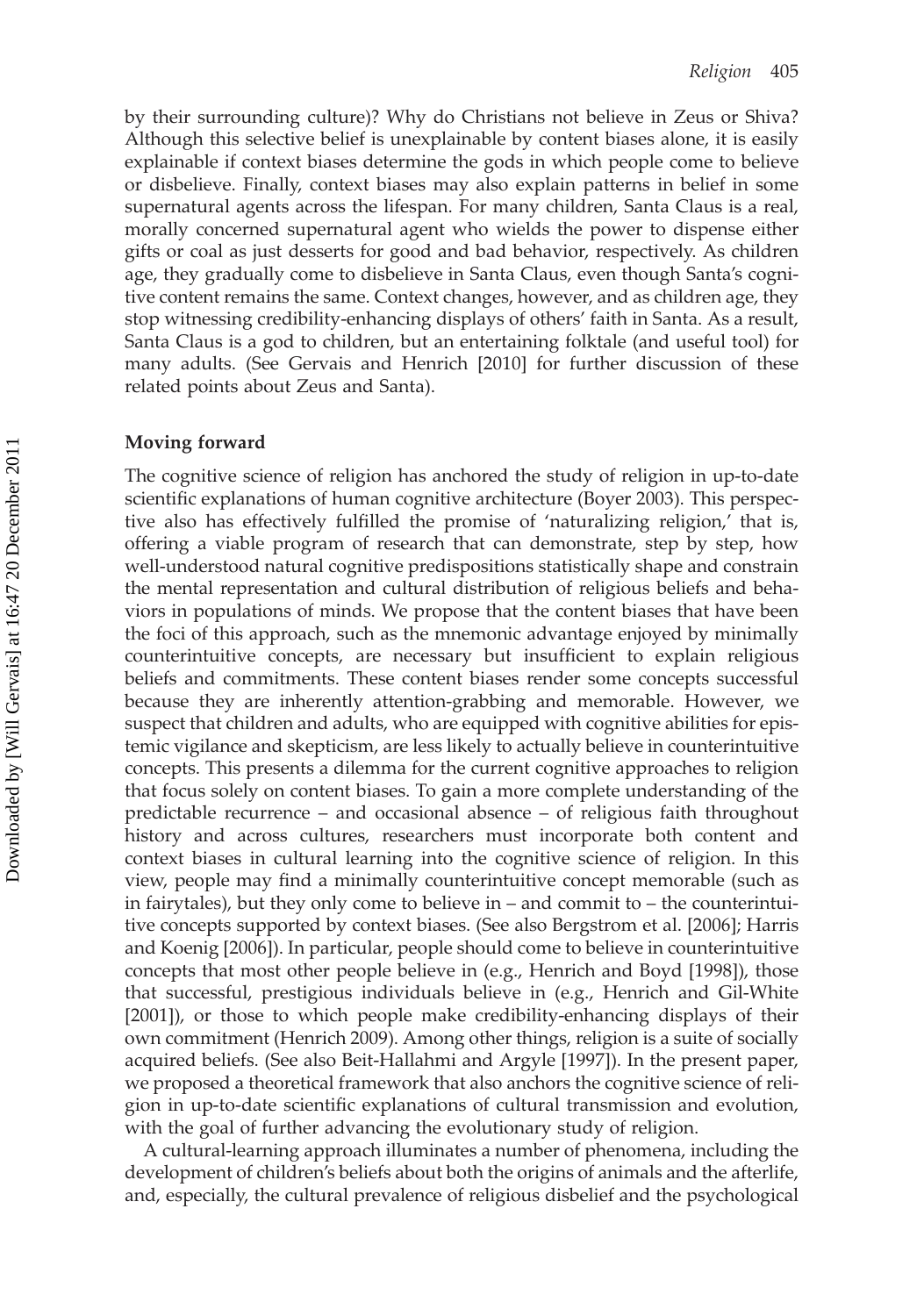by their surrounding culture)? Why do Christians not believe in Zeus or Shiva? Although this selective belief is unexplainable by content biases alone, it is easily explainable if context biases determine the gods in which people come to believe or disbelieve. Finally, context biases may also explain patterns in belief in some supernatural agents across the lifespan. For many children, Santa Claus is a real, morally concerned supernatural agent who wields the power to dispense either gifts or coal as just desserts for good and bad behavior, respectively. As children age, they gradually come to disbelieve in Santa Claus, even though Santa's cognitive content remains the same. Context changes, however, and as children age, they stop witnessing credibility-enhancing displays of others' faith in Santa. As a result, Santa Claus is a god to children, but an entertaining folktale (and useful tool) for many adults. (See Gervais and Henrich [2010] for further discussion of these related points about Zeus and Santa).

## Moving forward

The cognitive science of religion has anchored the study of religion in up-to-date scientific explanations of human cognitive architecture (Boyer 2003). This perspective also has effectively fulfilled the promise of 'naturalizing religion,' that is, offering a viable program of research that can demonstrate, step by step, how well-understood natural cognitive predispositions statistically shape and constrain the mental representation and cultural distribution of religious beliefs and behaviors in populations of minds. We propose that the content biases that have been the foci of this approach, such as the mnemonic advantage enjoyed by minimally counterintuitive concepts, are necessary but insufficient to explain religious beliefs and commitments. These content biases render some concepts successful because they are inherently attention-grabbing and memorable. However, we suspect that children and adults, who are equipped with cognitive abilities for epistemic vigilance and skepticism, are less likely to actually believe in counterintuitive concepts. This presents a dilemma for the current cognitive approaches to religion that focus solely on content biases. To gain a more complete understanding of the predictable recurrence – and occasional absence – of religious faith throughout history and across cultures, researchers must incorporate both content and context biases in cultural learning into the cognitive science of religion. In this view, people may find a minimally counterintuitive concept memorable (such as in fairytales), but they only come to believe in – and commit to – the counterintuitive concepts supported by context biases. (See also Bergstrom et al. [2006]; Harris and Koenig [2006]). In particular, people should come to believe in counterintuitive concepts that most other people believe in (e.g., Henrich and Boyd [1998]), those that successful, prestigious individuals believe in (e.g., Henrich and Gil-White [2001]), or those to which people make credibility-enhancing displays of their own commitment (Henrich 2009). Among other things, religion is a suite of socially acquired beliefs. (See also Beit-Hallahmi and Argyle [1997]). In the present paper, we proposed a theoretical framework that also anchors the cognitive science of religion in up-to-date scientific explanations of cultural transmission and evolution, with the goal of further advancing the evolutionary study of religion.

A cultural-learning approach illuminates a number of phenomena, including the development of children's beliefs about both the origins of animals and the afterlife, and, especially, the cultural prevalence of religious disbelief and the psychological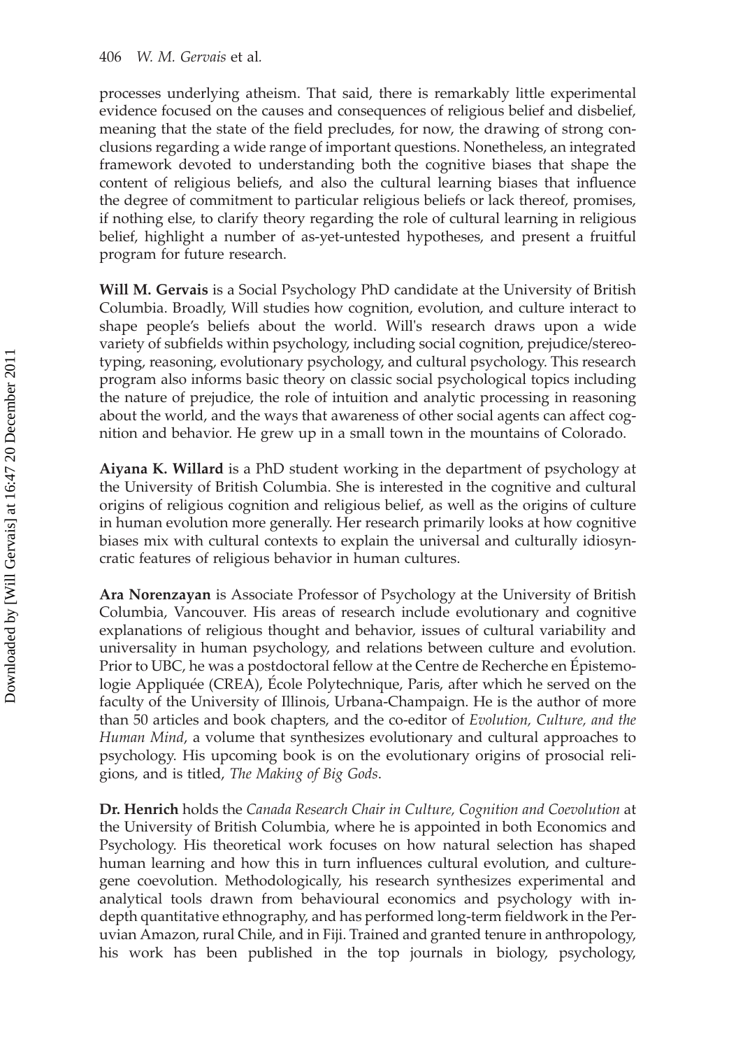processes underlying atheism. That said, there is remarkably little experimental evidence focused on the causes and consequences of religious belief and disbelief, meaning that the state of the field precludes, for now, the drawing of strong conclusions regarding a wide range of important questions. Nonetheless, an integrated framework devoted to understanding both the cognitive biases that shape the content of religious beliefs, and also the cultural learning biases that influence the degree of commitment to particular religious beliefs or lack thereof, promises, if nothing else, to clarify theory regarding the role of cultural learning in religious belief, highlight a number of as-yet-untested hypotheses, and present a fruitful program for future research.

**Will M. Gervais** is a Social Psychology PhD candidate at the University of British Columbia. Broadly, Will studies how cognition, evolution, and culture interact to shape people's beliefs about the world. Will's research draws upon a wide variety of subfields within psychology, including social cognition, prejudice/stereotyping, reasoning, evolutionary psychology, and cultural psychology. This research program also informs basic theory on classic social psychological topics including the nature of prejudice, the role of intuition and analytic processing in reasoning about the world, and the ways that awareness of other social agents can affect cognition and behavior. He grew up in a small town in the mountains of Colorado.

**Aiyana K. Willard** is a PhD student working in the department of psychology at the University of British Columbia. She is interested in the cognitive and cultural origins of religious cognition and religious belief, as well as the origins of culture in human evolution more generally. Her research primarily looks at how cognitive biases mix with cultural contexts to explain the universal and culturally idiosyncratic features of religious behavior in human cultures.

**Ara Norenzayan** is Associate Professor of Psychology at the University of British Columbia, Vancouver. His areas of research include evolutionary and cognitive explanations of religious thought and behavior, issues of cultural variability and universality in human psychology, and relations between culture and evolution. Prior to UBC, he was a postdoctoral fellow at the Centre de Recherche en Épistemologie Appliquée (CREA), École Polytechnique, Paris, after which he served on the faculty of the University of Illinois, Urbana-Champaign. He is the author of more than 50 articles and book chapters, and the co-editor of *Evolution, Culture, and the Human Mind*, a volume that synthesizes evolutionary and cultural approaches to psychology. His upcoming book is on the evolutionary origins of prosocial religions, and is titled, *The Making of Big Gods*.

**Dr. Henrich** holds the *Canada Research Chair in Culture, Cognition and Coevolution* at the University of British Columbia, where he is appointed in both Economics and Psychology. His theoretical work focuses on how natural selection has shaped human learning and how this in turn influences cultural evolution, and culture-gene coevolution. Methodologically, his research synthesizes experimental and analytical tools drawn from behavioural economics and psychology with in-depth quantitative ethnography, and has performed long-term fieldwork in the Peruvian Amazon, rural Chile, and in Fiji. Trained and granted tenure in anthropology, his work has been published in the top journals in biology, psychology,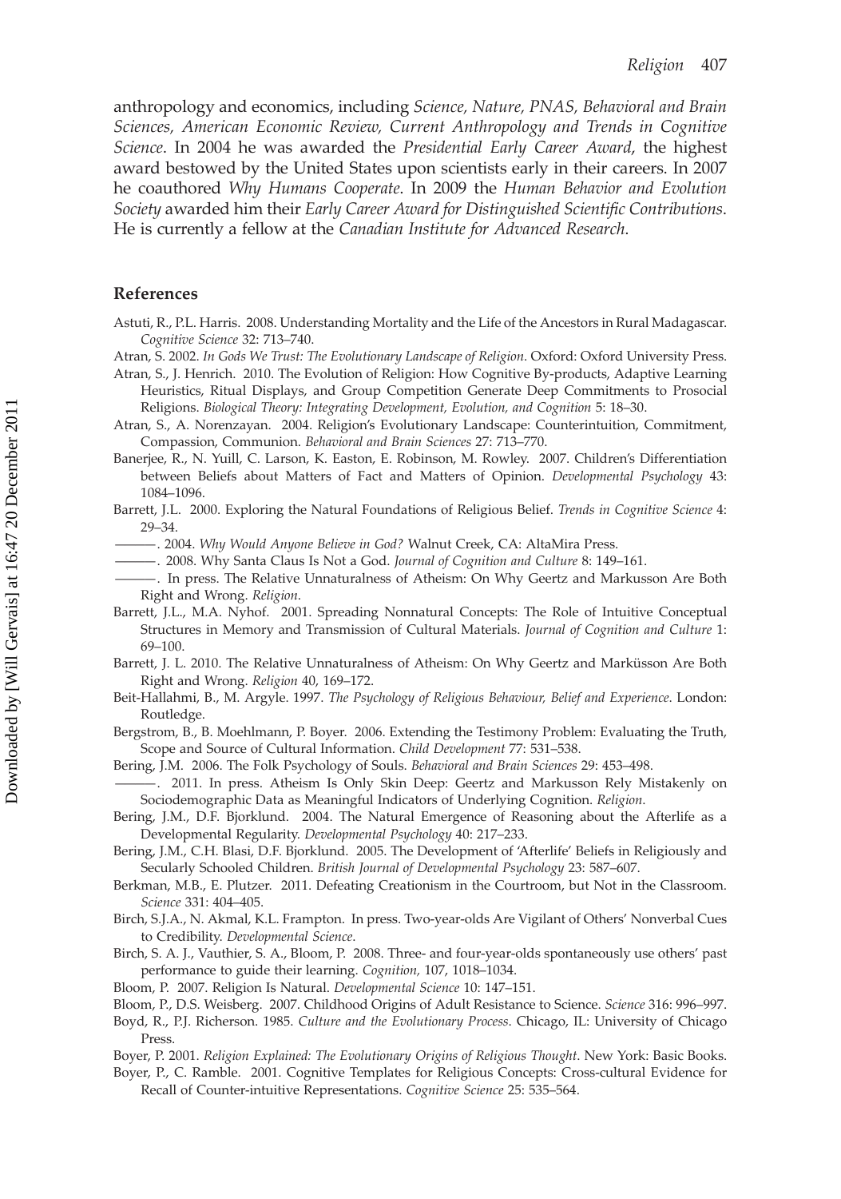anthropology and economics, including *Science, Nature, PNAS, Behavioral and Brain Sciences, American Economic Review, Current Anthropology and Trends in Cognitive Science*. In 2004 he was awarded the *Presidential Early Career Award*, the highest award bestowed by the United States upon scientists early in their careers. In 2007 he coauthored *Why Humans Cooperate*. In 2009 the *Human Behavior and Evolution Society* awarded him their *Early Career Award for Distinguished Scientific Contributions*. He is currently a fellow at the *Canadian Institute for Advanced Research*.

## References

Astuti, R., P.L. Harris. 2008. Understanding Mortality and the Life of the Ancestors in Rural Madagascar. *Cognitive Science* 32: 713–740.

Atran, S. 2002. *In Gods We Trust: The Evolutionary Landscape of Religion*. Oxford: Oxford University Press.

Atran, S., J. Henrich. 2010. The Evolution of Religion: How Cognitive By-products, Adaptive Learning Heuristics, Ritual Displays, and Group Competition Generate Deep Commitments to Prosocial Religions. *Biological Theory: Integrating Development, Evolution, and Cognition* 5: 18–30.

Atran, S., A. Norenzayan. 2004. Religion's Evolutionary Landscape: Counterintuition, Commitment, Compassion, Communion. *Behavioral and Brain Sciences* 27: 713–770.

Banerjee, R., N. Yuill, C. Larson, K. Easton, E. Robinson, M. Rowley. 2007. Children's Differentiation between Beliefs about Matters of Fact and Matters of Opinion. *Developmental Psychology* 43: 1084–1096.

Barrett, J.L. 2000. Exploring the Natural Foundations of Religious Belief. *Trends in Cognitive Science* 4: 29–34.

———. 2004. *Why Would Anyone Believe in God?* Walnut Creek, CA: AltaMira Press.

———. 2008. Why Santa Claus Is Not a God. *Journal of Cognition and Culture* 8: 149–161.

———. In press. The Relative Unnaturalness of Atheism: On Why Geertz and Markusson Are Both Right and Wrong. *Religion*.

Barrett, J.L., M.A. Nyhof. 2001. Spreading Nonnatural Concepts: The Role of Intuitive Conceptual Structures in Memory and Transmission of Cultural Materials. *Journal of Cognition and Culture* 1: 69–100.

Barrett, J. L. 2010. The Relative Unnaturalness of Atheism: On Why Geertz and Markússon Are Both Right and Wrong. *Religion* 40, 169–172.

Beit-Hallahmi, B., M. Argyle. 1997. *The Psychology of Religious Behaviour, Belief and Experience*. London: Routledge.

Bergstrom, B., B. Moehlmann, P. Boyer. 2006. Extending the Testimony Problem: Evaluating the Truth, Scope and Source of Cultural Information. *Child Development* 77: 531–538.

Bering, J.M. 2006. The Folk Psychology of Souls. *Behavioral and Brain Sciences* 29: 453–498.

———. 2011. In press. Atheism Is Only Skin Deep: Geertz and Markusson Rely Mistakenly on Sociodemographic Data as Meaningful Indicators of Underlying Cognition. *Religion*.

Bering, J.M., D.F. Bjorklund. 2004. The Natural Emergence of Reasoning about the Afterlife as a Developmental Regularity. *Developmental Psychology* 40: 217–233.

Bering, J.M., C.H. Blasi, D.F. Bjorklund. 2005. The Development of 'Afterlife' Beliefs in Religiously and Secularly Schooled Children. *British Journal of Developmental Psychology* 23: 587–607.

Berkman, M.B., E. Plutzer. 2011. Defeating Creationism in the Courtroom, but Not in the Classroom. *Science* 331: 404–405.

Birch, S.J.A., N. Akmal, K.L. Frampton. In press. Two-year-olds Are Vigilant of Others' Nonverbal Cues to Credibility. *Developmental Science*.

Birch, S. A. J., Vauthier, S. A., Bloom, P. 2008. Three- and four-year-olds spontaneously use others' past performance to guide their learning. *Cognition*, 107, 1018–1034.

Bloom, P. 2007. Religion Is Natural. *Developmental Science* 10: 147–151.

Bloom, P., D.S. Weisberg. 2007. Childhood Origins of Adult Resistance to Science. *Science* 316: 996–997.

Boyd, R., P.J. Richerson. 1985. *Culture and the Evolutionary Process*. Chicago, IL: University of Chicago Press.

Boyer, P. 2001. *Religion Explained: The Evolutionary Origins of Religious Thought*. New York: Basic Books.

Boyer, P., C. Ramble. 2001. Cognitive Templates for Religious Concepts: Cross-cultural Evidence for Recall of Counter-intuitive Representations. *Cognitive Science* 25: 535–564.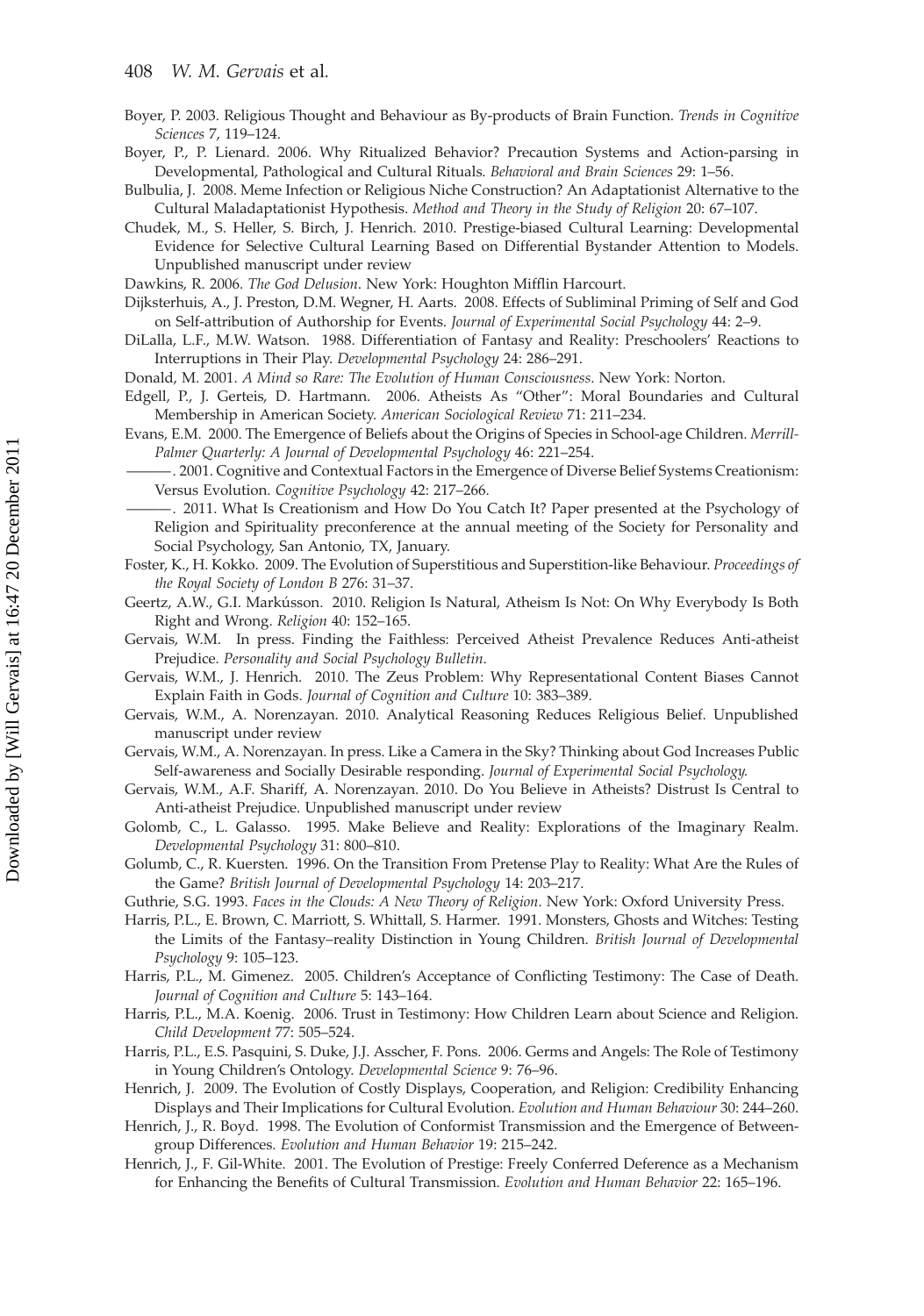Boyer, P. 2003. Religious Thought and Behaviour as By-products of Brain Function. *Trends in Cognitive Sciences* 7, 119–124.

Boyer, P., P. Lienard. 2006. Why Ritualized Behavior? Precaution Systems and Action-parsing in Developmental, Pathological and Cultural Rituals. *Behavioral and Brain Sciences* 29: 1–56.

Bulbulia, J. 2008. Meme Infection or Religious Niche Construction? An Adaptationist Alternative to the Cultural Maladaptationist Hypothesis. *Method and Theory in the Study of Religion* 20: 67–107.

Chudek, M., S. Heller, S. Birch, J. Henrich. 2010. Prestige-biased Cultural Learning: Developmental Evidence for Selective Cultural Learning Based on Differential Bystander Attention to Models. Unpublished manuscript under review

Dawkins, R. 2006. *The God Delusion*. New York: Houghton Mifflin Harcourt.

Dijksterhuis, A., J. Preston, D.M. Wegner, H. Aarts. 2008. Effects of Subliminal Priming of Self and God on Self-attribution of Authorship for Events. *Journal of Experimental Social Psychology* 44: 2–9.

DiLalla, L.F., M.W. Watson. 1988. Differentiation of Fantasy and Reality: Preschoolers' Reactions to Interruptions in Their Play. *Developmental Psychology* 24: 286–291.

Donald, M. 2001. *A Mind so Rare: The Evolution of Human Consciousness*. New York: Norton.

Edgell, P., J. Gerteis, D. Hartmann. 2006. Atheists As "Other": Moral Boundaries and Cultural Membership in American Society. *American Sociological Review* 71: 211–234.

Evans, E.M. 2000. The Emergence of Beliefs about the Origins of Species in School-age Children. *Merrill-Palmer Quarterly: A Journal of Developmental Psychology* 46: 221–254.

———. 2001. Cognitive and Contextual Factors in the Emergence of Diverse Belief Systems Creationism: Versus Evolution. *Cognitive Psychology* 42: 217–266.

———. 2011. What Is Creationism and How Do You Catch It? Paper presented at the Psychology of Religion and Spirituality preconference at the annual meeting of the Society for Personality and Social Psychology, San Antonio, TX, January.

Foster, K., H. Kokko. 2009. The Evolution of Superstitious and Superstition-like Behaviour. *Proceedings of the Royal Society of London B* 276: 31–37.

Geertz, A.W., G.I. Markússon. 2010. Religion Is Natural, Atheism Is Not: On Why Everybody Is Both Right and Wrong. *Religion* 40: 152–165.

Gervais, W.M. In press. Finding the Faithless: Perceived Atheist Prevalence Reduces Anti-atheist Prejudice. *Personality and Social Psychology Bulletin*.

Gervais, W.M., J. Henrich. 2010. The Zeus Problem: Why Representational Content Biases Cannot Explain Faith in Gods. *Journal of Cognition and Culture* 10: 383–389.

Gervais, W.M., A. Norenzayan. 2010. Analytical Reasoning Reduces Religious Belief. Unpublished manuscript under review

Gervais, W.M., A. Norenzayan. In press. Like a Camera in the Sky? Thinking about God Increases Public Self-awareness and Socially Desirable responding. *Journal of Experimental Social Psychology.*

Gervais, W.M., A.F. Shariff, A. Norenzayan. 2010. Do You Believe in Atheists? Distrust Is Central to Anti-atheist Prejudice. Unpublished manuscript under review

Golomb, C., L. Galasso. 1995. Make Believe and Reality: Explorations of the Imaginary Realm. *Developmental Psychology* 31: 800–810.

Golumb, C., R. Kuersten. 1996. On the Transition From Pretense Play to Reality: What Are the Rules of the Game? *British Journal of Developmental Psychology* 14: 203–217.

Guthrie, S.G. 1993. *Faces in the Clouds: A New Theory of Religion*. New York: Oxford University Press.

Harris, P.L., E. Brown, C. Marriott, S. Whittall, S. Harmer. 1991. Monsters, Ghosts and Witches: Testing the Limits of the Fantasy–reality Distinction in Young Children. *British Journal of Developmental Psychology* 9: 105–123.

Harris, P.L., M. Gimenez. 2005. Children's Acceptance of Conflicting Testimony: The Case of Death. *Journal of Cognition and Culture* 5: 143–164.

Harris, P.L., M.A. Koenig. 2006. Trust in Testimony: How Children Learn about Science and Religion. *Child Development* 77: 505–524.

Harris, P.L., E.S. Pasquini, S. Duke, J.J. Asscher, F. Pons. 2006. Germs and Angels: The Role of Testimony in Young Children's Ontology. *Developmental Science* 9: 76–96.

Henrich, J. 2009. The Evolution of Costly Displays, Cooperation, and Religion: Credibility Enhancing Displays and Their Implications for Cultural Evolution. *Evolution and Human Behaviour* 30: 244–260.

Henrich, J., R. Boyd. 1998. The Evolution of Conformist Transmission and the Emergence of Between-group Differences. *Evolution and Human Behavior* 19: 215–242.

Henrich, J., F. Gil-White. 2001. The Evolution of Prestige: Freely Conferred Deference as a Mechanism for Enhancing the Benefits of Cultural Transmission. *Evolution and Human Behavior* 22: 165–196.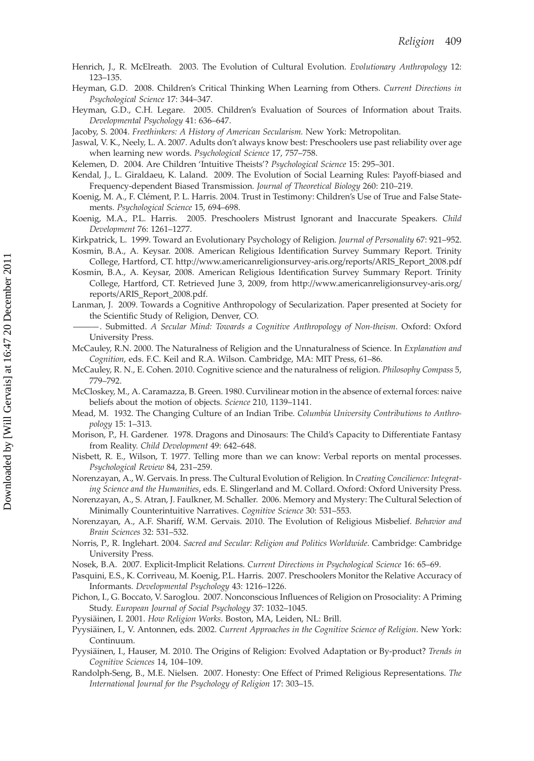Henrich, J., R. McElreath. 2003. The Evolution of Cultural Evolution. *Evolutionary Anthropology* 12: 123–135.

Heyman, G.D. 2008. Children's Critical Thinking When Learning from Others. *Current Directions in Psychological Science* 17: 344–347.

Heyman, G.D., C.H. Legare. 2005. Children's Evaluation of Sources of Information about Traits. *Developmental Psychology* 41: 636–647.

Jacoby, S. 2004. *Freethinkers: A History of American Secularism.* New York: Metropolitan.

Jaswal, V. K., Neely, L. A. 2007. Adults don't always know best: Preschoolers use past reliability over age when learning new words. *Psychological Science* 17, 757–758.

Kelemen, D. 2004. Are Children 'Intuitive Theists'? *Psychological Science* 15: 295–301.

Kendal, J., L. Giraldaeu, K. Laland. 2009. The Evolution of Social Learning Rules: Payoff-biased and Frequency-dependent Biased Transmission. *Journal of Theoretical Biology* 260: 210–219.

Koenig, M. A., F. Clément, P. L. Harris. 2004. Trust in Testimony: Children's Use of True and False Statements. *Psychological Science* 15, 694–698.

Koenig, M.A., P.L. Harris. 2005. Preschoolers Mistrust Ignorant and Inaccurate Speakers. *Child Development* 76: 1261–1277.

Kirkpatrick, L. 1999. Toward an Evolutionary Psychology of Religion. *Journal of Personality* 67: 921–952.

Kosmin, B.A., A. Keysar. 2008. American Religious Identification Survey Summary Report. Trinity College, Hartford, CT. http://www.americanreligionsurvey-aris.org/reports/ARIS_Report_2008.pdf

Kosmin, B.A., A. Keysar, 2008. American Religious Identification Survey Summary Report. Trinity College, Hartford, CT. Retrieved June 3, 2009, from http://www.americanreligionsurvey-aris.org/reports/ARIS_Report_2008.pdf.

Lanman, J. 2009. Towards a Cognitive Anthropology of Secularization. Paper presented at Society for the Scientific Study of Religion, Denver, CO.

———. Submitted. *A Secular Mind: Towards a Cognitive Anthropology of Non-theism*. Oxford: Oxford University Press.

McCauley, R.N. 2000. The Naturalness of Religion and the Unnaturalness of Science. In *Explanation and Cognition*, eds. F.C. Keil and R.A. Wilson. Cambridge, MA: MIT Press, 61–86.

McCauley, R. N., E. Cohen. 2010. Cognitive science and the naturalness of religion. *Philosophy Compass* 5, 779–792.

McCloskey, M., A. Caramazza, B. Green. 1980. Curvilinear motion in the absence of external forces: naive beliefs about the motion of objects. *Science* 210, 1139–1141.

Mead, M. 1932. The Changing Culture of an Indian Tribe. *Columbia University Contributions to Anthropology* 15: 1–313.

Morison, P., H. Gardener. 1978. Dragons and Dinosaurs: The Child's Capacity to Differentiate Fantasy from Reality. *Child Development* 49: 642–648.

Nisbett, R. E., Wilson, T. 1977. Telling more than we can know: Verbal reports on mental processes. *Psychological Review* 84, 231–259.

Norenzayan, A., W. Gervais. In press. The Cultural Evolution of Religion. In *Creating Concilience: Integrating Science and the Humanities*, eds. E. Slingerland and M. Collard. Oxford: Oxford University Press.

Norenzayan, A., S. Atran, J. Faulkner, M. Schaller. 2006. Memory and Mystery: The Cultural Selection of Minimally Counterintuitive Narratives. *Cognitive Science* 30: 531–553.

Norenzayan, A., A.F. Shariff, W.M. Gervais. 2010. The Evolution of Religious Misbelief. *Behavior and Brain Sciences* 32: 531–532.

Norris, P., R. Inglehart. 2004. *Sacred and Secular: Religion and Politics Worldwide*. Cambridge: Cambridge University Press.

Nosek, B.A. 2007. Explicit-Implicit Relations. *Current Directions in Psychological Science* 16: 65–69.

Pasquini, E.S., K. Corriveau, M. Koenig, P.L. Harris. 2007. Preschoolers Monitor the Relative Accuracy of Informants. *Developmental Psychology* 43: 1216–1226.

Pichon, I., G. Boccato, V. Saroglou. 2007. Nonconscious Influences of Religion on Prosociality: A Priming Study. *European Journal of Social Psychology* 37: 1032–1045.

Pyysiäinen, I. 2001. *How Religion Works*. Boston, MA, Leiden, NL: Brill.

Pyysiäinen, I., V. Antonnen, eds. 2002. *Current Approaches in the Cognitive Science of Religion*. New York: Continuum.

Pyysiäinen, I., Hauser, M. 2010. The Origins of Religion: Evolved Adaptation or By-product? *Trends in Cognitive Sciences* 14, 104–109.

Randolph-Seng, B., M.E. Nielsen. 2007. Honesty: One Effect of Primed Religious Representations. *The International Journal for the Psychology of Religion* 17: 303–15.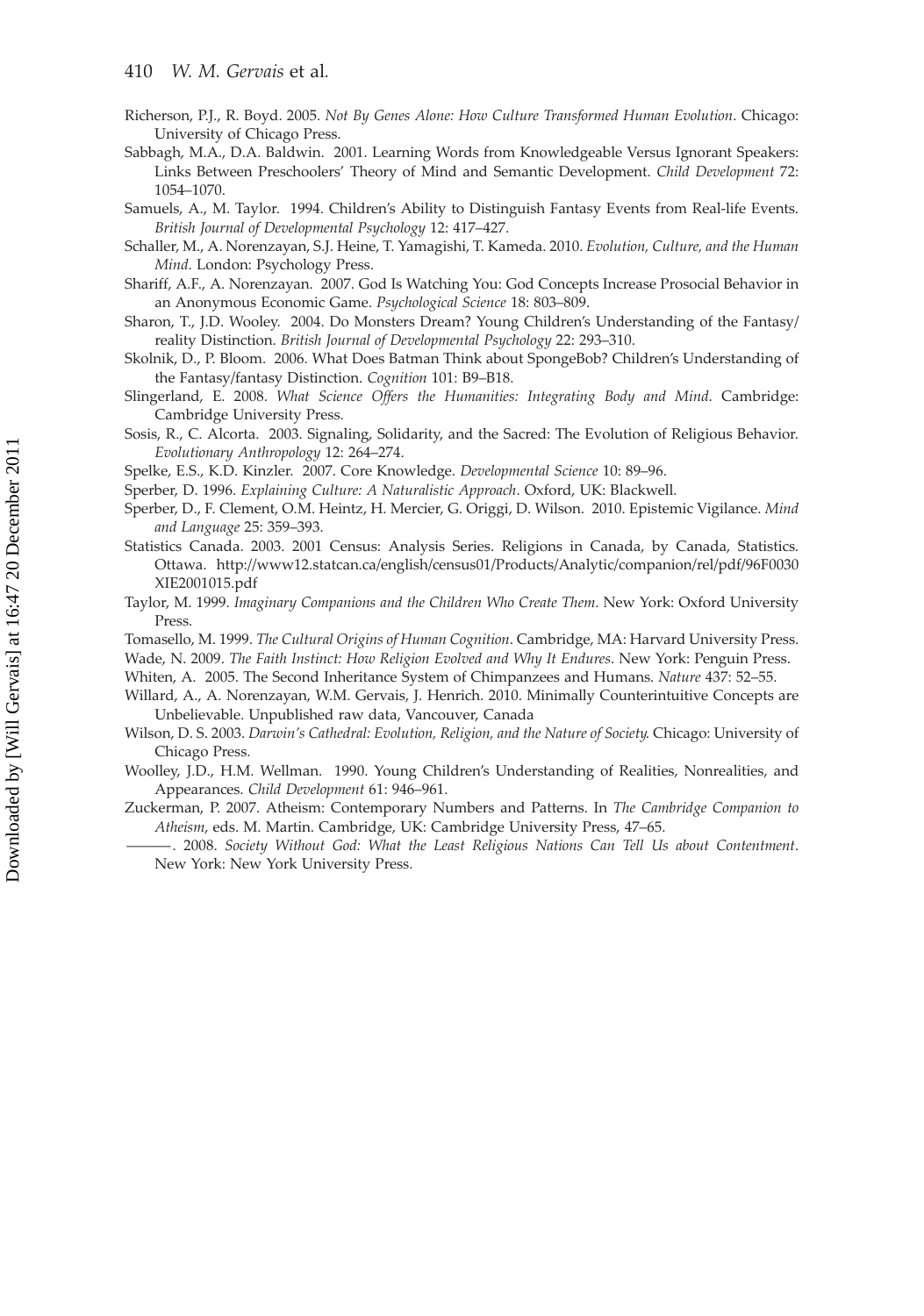Richerson, P.J., R. Boyd. 2005. *Not By Genes Alone: How Culture Transformed Human Evolution*. Chicago: University of Chicago Press.

Sabbagh, M.A., D.A. Baldwin. 2001. Learning Words from Knowledgeable Versus Ignorant Speakers: Links Between Preschoolers' Theory of Mind and Semantic Development. *Child Development* 72: 1054–1070.

Samuels, A., M. Taylor. 1994. Children's Ability to Distinguish Fantasy Events from Real-life Events. *British Journal of Developmental Psychology* 12: 417–427.

Schaller, M., A. Norenzayan, S.J. Heine, T. Yamagishi, T. Kameda. 2010. *Evolution, Culture, and the Human Mind*. London: Psychology Press.

Shariff, A.F., A. Norenzayan. 2007. God Is Watching You: God Concepts Increase Prosocial Behavior in an Anonymous Economic Game. *Psychological Science* 18: 803–809.

Sharon, T., J.D. Wooley. 2004. Do Monsters Dream? Young Children's Understanding of the Fantasy/reality Distinction. *British Journal of Developmental Psychology* 22: 293–310.

Skolnik, D., P. Bloom. 2006. What Does Batman Think about SpongeBob? Children's Understanding of the Fantasy/fantasy Distinction. *Cognition* 101: B9–B18.

Slingerland, E. 2008. *What Science Offers the Humanities: Integrating Body and Mind*. Cambridge: Cambridge University Press.

Sosis, R., C. Alcorta. 2003. Signaling, Solidarity, and the Sacred: The Evolution of Religious Behavior. *Evolutionary Anthropology* 12: 264–274.

Spelke, E.S., K.D. Kinzler. 2007. Core Knowledge. *Developmental Science* 10: 89–96.

Sperber, D. 1996. *Explaining Culture: A Naturalistic Approach*. Oxford, UK: Blackwell.

Sperber, D., F. Clement, O.M. Heintz, H. Mercier, G. Origgi, D. Wilson. 2010. Epistemic Vigilance. *Mind and Language* 25: 359–393.

Statistics Canada. 2003. 2001 Census: Analysis Series. Religions in Canada, by Canada, Statistics. Ottawa. http://www12.statcan.ca/english/census01/Products/Analytic/companion/rel/pdf/96F0030XIE2001015.pdf

Taylor, M. 1999. *Imaginary Companions and the Children Who Create Them*. New York: Oxford University Press.

Tomasello, M. 1999. *The Cultural Origins of Human Cognition*. Cambridge, MA: Harvard University Press.

Wade, N. 2009. *The Faith Instinct: How Religion Evolved and Why It Endures*. New York: Penguin Press.

Whiten, A. 2005. The Second Inheritance System of Chimpanzees and Humans. *Nature* 437: 52–55.

Willard, A., A. Norenzayan, W.M. Gervais, J. Henrich. 2010. Minimally Counterintuitive Concepts are Unbelievable. Unpublished raw data, Vancouver, Canada

Wilson, D. S. 2003. *Darwin's Cathedral: Evolution, Religion, and the Nature of Society*. Chicago: University of Chicago Press.

Woolley, J.D., H.M. Wellman. 1990. Young Children's Understanding of Realities, Nonrealities, and Appearances. *Child Development* 61: 946–961.

Zuckerman, P. 2007. Atheism: Contemporary Numbers and Patterns. In *The Cambridge Companion to Atheism*, eds. M. Martin. Cambridge, UK: Cambridge University Press, 47–65.

———. 2008. *Society Without God: What the Least Religious Nations Can Tell Us about Contentment*. New York: New York University Press.